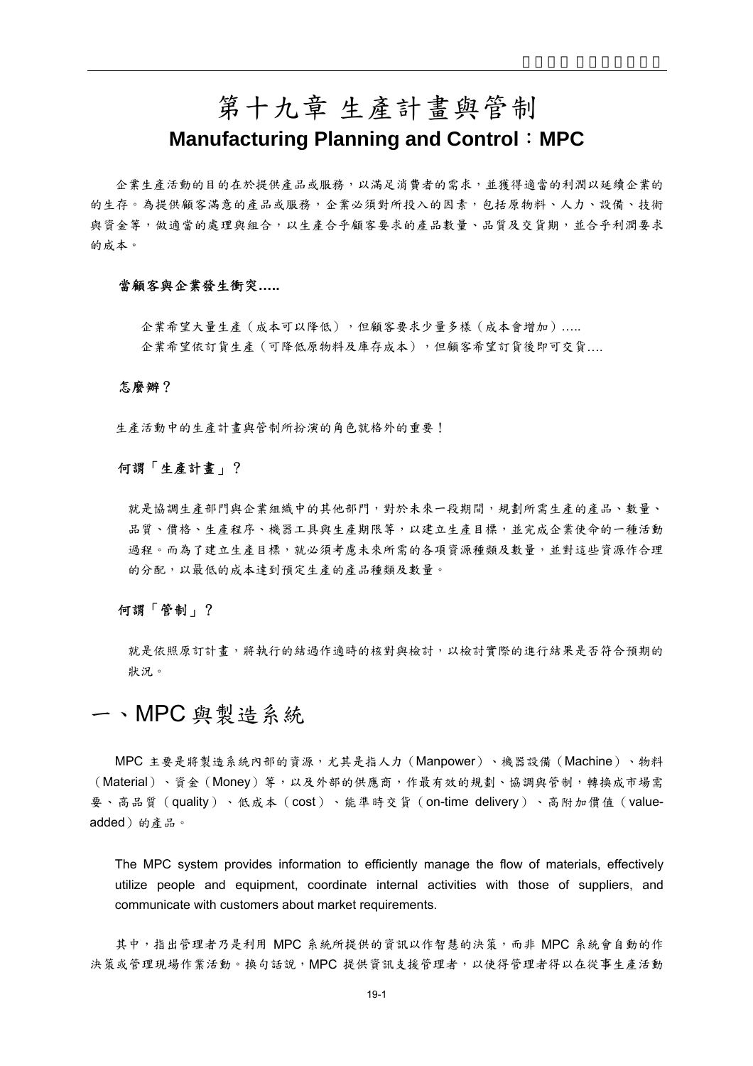# 第十九章 生產計畫與管制

## Manufacturing Planning and Control：MPC

企業生產活動的目的在於提供產品或服務，以滿足消費者的需求，並獲得適當的利潤以延續企業的的生存。為提供顧客滿意的產品或服務，企業必須對所投入的因素，包括原物料、人力、設備、技術與資金等，做適當的處理與組合，以生產合乎顧客要求的產品數量、品質及交貨期，並合乎利潤要求的成本。

**當顧客與企業發生衝突…..**

企業希望大量生產（成本可以降低），但顧客要求少量多樣（成本會增加）…..

企業希望依訂貨生產（可降低原物料及庫存成本），但顧客希望訂貨後即可交貨….

**怎麼辦？**

生產活動中的生產計畫與管制所扮演的角色就格外的重要！

**何謂「生產計畫」？**

就是協調生產部門與企業組織中的其他部門，對於未來一段期間，規劃所需生產的產品、數量、品質、價格、生產程序、機器工具與生產期限等，以建立生產目標，並完成企業使命的一種活動過程。而為了建立生產目標，就必須考慮未來所需的各項資源種類及數量，並對這些資源作合理的分配，以最低的成本達到預定生產的產品種類及數量。

**何謂「管制」？**

就是依照原訂計畫，將執行的結過作適時的核對與檢討，以檢討實際的進行結果是否符合預期的狀況。

## 一、MPC 與製造系統

MPC 主要是將製造系統內部的資源，尤其是指人力（Manpower）、機器設備（Machine）、物料（Material）、資金（Money）等，以及外部的供應商，作最有效的規劃、協調與管制，轉換成市場需要、高品質（quality）、低成本（cost）、能準時交貨（on-time delivery）、高附加價值（value-added）的產品。

The MPC system provides information to efficiently manage the flow of materials, effectively utilize people and equipment, coordinate internal activities with those of suppliers, and communicate with customers about market requirements.

其中，指出管理者乃是利用 MPC 系統所提供的資訊以作智慧的決策，而非 MPC 系統會自動的作決策或管理現場作業活動。換句話說，MPC 提供資訊支援管理者，以使得管理者得以在從事生產活動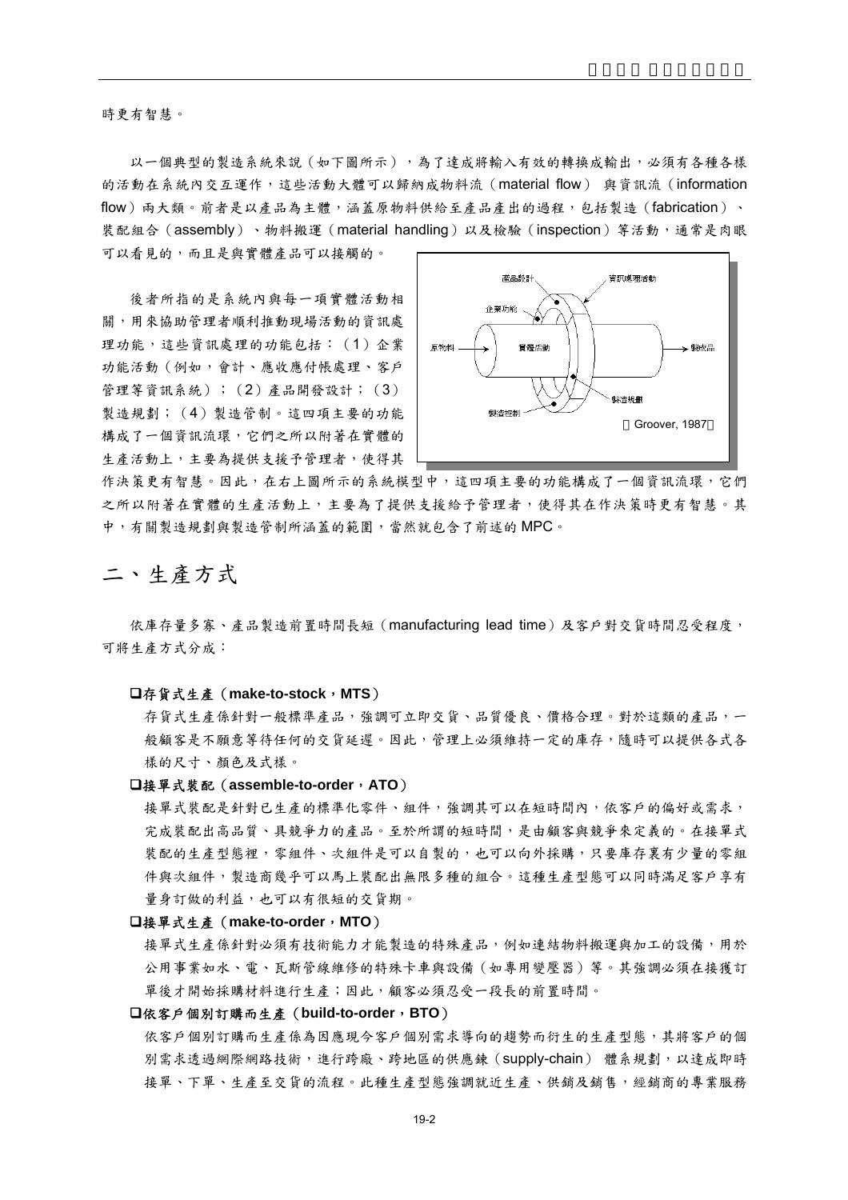時更有智慧。

以一個典型的製造系統來說（如下圖所示），為了達成將輸入有效的轉換成輸出，必須有各種各樣的活動在系統內交互運作，這些活動大體可以歸納成物料流（material flow） 與資訊流（information flow）兩大類。前者是以產品為主體，涵蓋原物料供給至產品產出的過程，包括製造（fabrication）、裝配組合（assembly）、物料搬運（material handling）以及檢驗（inspection）等活動，通常是肉眼可以看見的，而且是與實體產品可以接觸的。

後者所指的是系統內與每一項實體活動相關，用來協助管理者順利推動現場活動的資訊處理功能，這些資訊處理的功能包括：（1）企業功能活動（例如，會計、應收應付帳處理、客戶管理等資訊系統）；（2）產品開發設計；（3）製造規劃；（4）製造管制。這四項主要的功能構成了一個資訊流環，它們之所以附著在實體的生產活動上，主要為提供支援予管理者，使得其作決策更有智慧。因此，在右上圖所示的系統模型中，這四項主要的功能構成了一個資訊流環，它們之所以附著在實體的生產活動上，主要為了提供支援給予管理者，使得其在作決策時更有智慧。其中，有關製造規劃與製造管制所涵蓋的範圍，當然就包含了前述的 MPC。

產品設計　資訊處理活動　企業功能　原物料　實體活動　製成品　製造規劃　製造控制

（Groover, 1987）

## 二、生產方式

依庫存量多寡、產品製造前置時間長短（manufacturing lead time）及客戶對交貨時間忍受程度，可將生產方式分成：

- **存貨式生產（make-to-stock，MTS）**

  存貨式生產係針對一般標準產品，強調可立即交貨、品質優良、價格合理。對於這類的產品，一般顧客是不願意等待任何的交貨延遲。因此，管理上必須維持一定的庫存，隨時可以提供各式各樣的尺寸、顏色及式樣。

- **接單式裝配（assemble-to-order，ATO）**

  接單式裝配是針對已生產的標準化零件、組件，強調其可以在短時間內，依客戶的偏好或需求，完成裝配出高品質、具競爭力的產品。至於所謂的短時間，是由顧客與競爭來定義的。在接單式裝配的生產型態裡，零組件、次組件是可以自製的，也可以向外採購，只要庫存裏有少量的零組件與次組件，製造商幾乎可以馬上裝配出無限多種的組合。這種生產型態可以同時滿足客戶享有量身訂做的利益，也可以有很短的交貨期。

- **接單式生產（make-to-order，MTO）**

  接單式生產係針對必須有技術能力才能製造的特殊產品，例如連結物料搬運與加工的設備，用於公用事業如水、電、瓦斯管線維修的特殊卡車與設備（如專用變壓器）等。其強調必須在接獲訂單後才開始採購材料進行生產；因此，顧客必須忍受一段長的前置時間。

- **依客戶個別訂購而生產（build-to-order，BTO）**

  依客戶個別訂購而生產係為因應現今客戶個別需求導向的趨勢而衍生的生產型態，其將客戶的個別需求透過網際網路技術，進行跨廠、跨地區的供應鍊（supply-chain） 體系規劃，以達成即時接單、下單、生產至交貨的流程。此種生產型態強調就近生產、供銷及銷售，經銷商的專業服務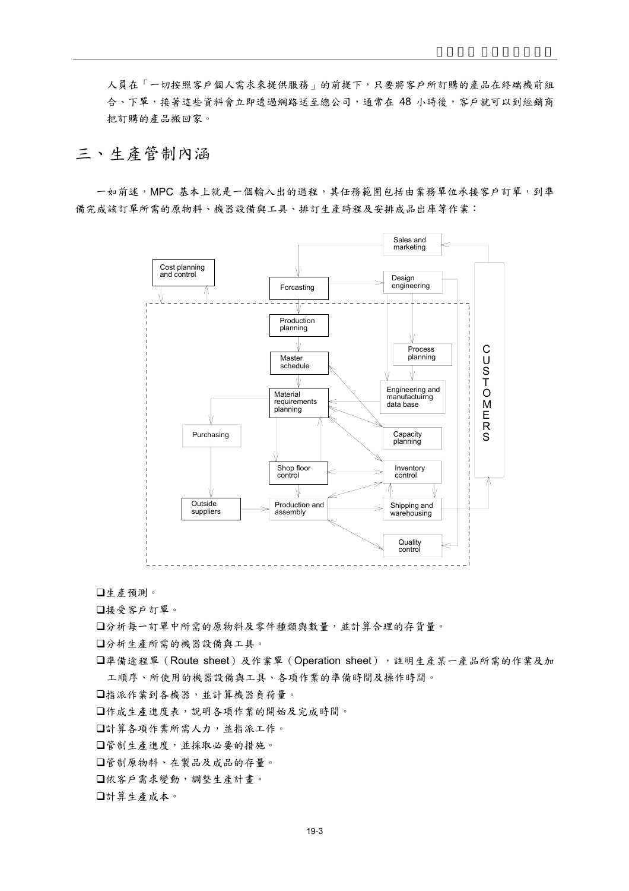人員在「一切按照客戶個人需求來提供服務」的前提下，只要將客戶所訂購的產品在終端機前組合、下單，接著這些資料會立即透過網路送至總公司，通常在 48 小時後，客戶就可以到經銷商把訂購的產品搬回家。

## 三、生產管制內涵

一如前述，MPC 基本上就是一個輸入出的過程，其任務範圍包括由業務單位承接客戶訂單，到準備完成該訂單所需的原物料、機器設備與工具、排訂生產時程及安排成品出庫等作業：

- 生產預測。
- 接受客戶訂單。
- 分析每一訂單中所需的原物料及零件種類與數量，並計算合理的存貨量。
- 分析生產所需的機器設備與工具。
- 準備途程單（Route sheet）及作業單（Operation sheet），註明生產某一產品所需的作業及加工順序、所使用的機器設備與工具、各項作業的準備時間及操作時間。
- 指派作業到各機器，並計算機器負荷量。
- 作成生產進度表，說明各項作業的開始及完成時間。
- 計算各項作業所需人力，並指派工作。
- 管制生產進度，並採取必要的措施。
- 管制原物料、在製品及成品的存量。
- 依客戶需求變動，調整生產計畫。
- 計算生產成本。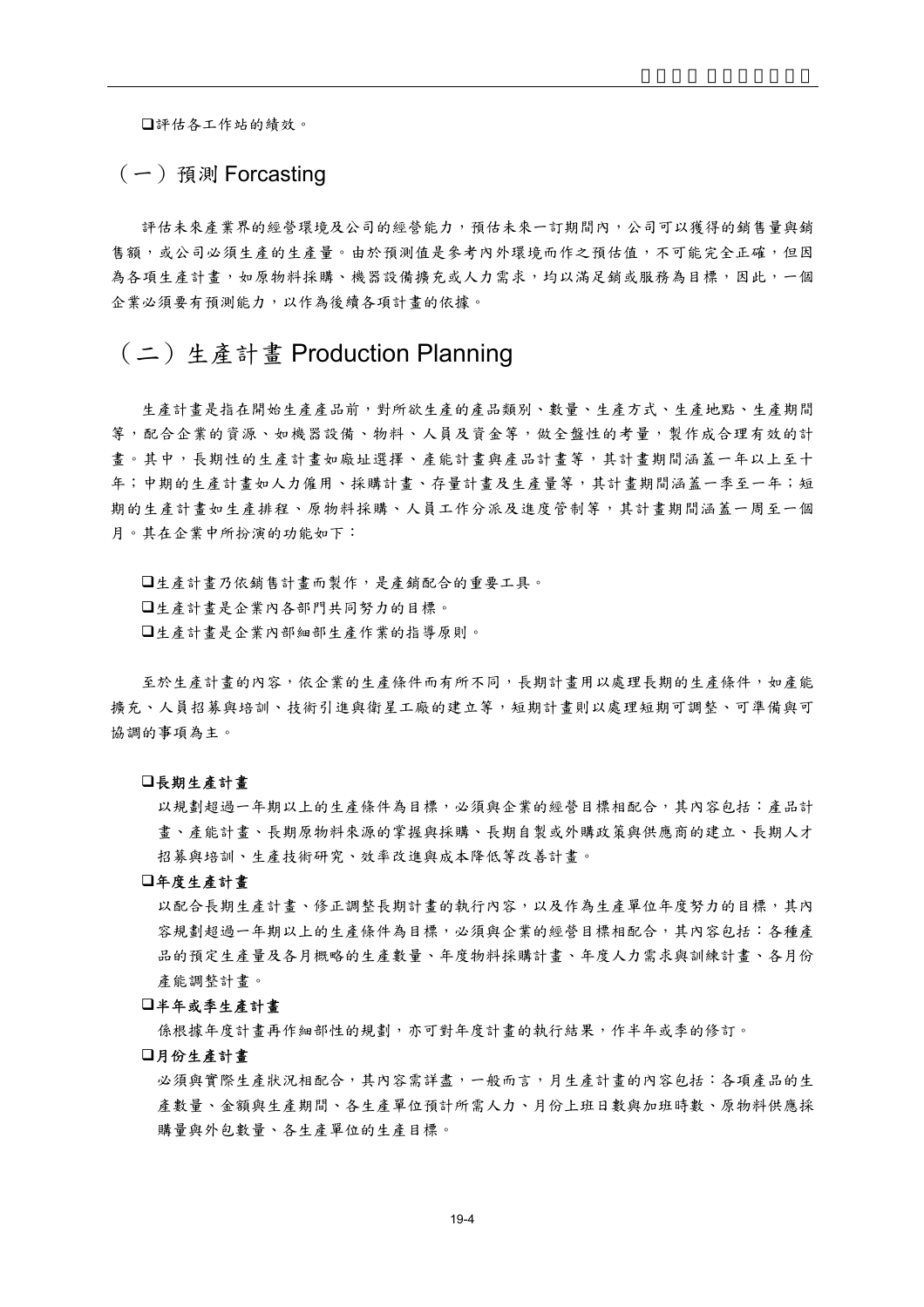❑評估各工作站的績效。

## （一）預測 Forcasting

評估未來產業界的經營環境及公司的經營能力，預估未來一訂期間內，公司可以獲得的銷售量與銷售額，或公司必須生產的生產量。由於預測值是參考內外環境而作之預估值，不可能完全正確，但因為各項生產計畫，如原物料採購、機器設備擴充或人力需求，均以滿足銷或服務為目標，因此，一個企業必須要有預測能力，以作為後續各項計畫的依據。

# （二）生產計畫 Production Planning

生產計畫是指在開始生產產品前，對所欲生產的產品類別、數量、生產方式、生產地點、生產期間等，配合企業的資源、如機器設備、物料、人員及資金等，做全盤性的考量，製作成合理有效的計畫。其中，長期性的生產計畫如廠址選擇、產能計畫與產品計畫等，其計畫期間涵蓋一年以上至十年；中期的生產計畫如人力僱用、採購計畫、存量計畫及生產量等，其計畫期間涵蓋一季至一年；短期的生產計畫如生產排程、原物料採購、人員工作分派及進度管制等，其計畫期間涵蓋一周至一個月。其在企業中所扮演的功能如下：

❑生產計畫乃依銷售計畫而製作，是產銷配合的重要工具。
❑生產計畫是企業內各部門共同努力的目標。
❑生產計畫是企業內部細部生產作業的指導原則。

至於生產計畫的內容，依企業的生產條件而有所不同，長期計畫用以處理長期的生產條件，如產能擴充、人員招募與培訓、技術引進與衛星工廠的建立等，短期計畫則以處理短期可調整、可準備與可協調的事項為主。

❑**長期生產計畫**

以規劃超過一年期以上的生產條件為目標，必須與企業的經營目標相配合，其內容包括：產品計畫、產能計畫、長期原物料來源的掌握與採購、長期自製或外購政策與供應商的建立、長期人才招募與培訓、生產技術研究、效率改進與成本降低等改善計畫。

❑**年度生產計畫**

以配合長期生產計畫、修正調整長期計畫的執行內容，以及作為生產單位年度努力的目標，其內容規劃超過一年期以上的生產條件為目標，必須與企業的經營目標相配合，其內容包括：各種產品的預定生產量及各月概略的生產數量、年度物料採購計畫、年度人力需求與訓練計畫、各月份產能調整計畫。

❑**半年或季生產計畫**

係根據年度計畫再作細部性的規劃，亦可對年度計畫的執行結果，作半年或季的修訂。

❑**月份生產計畫**

必須與實際生產狀況相配合，其內容需詳盡，一般而言，月生產計畫的內容包括：各項產品的生產數量、金額與生產期間、各生產單位預計所需人力、月份上班日數與加班時數、原物料供應採購量與外包數量、各生產單位的生產目標。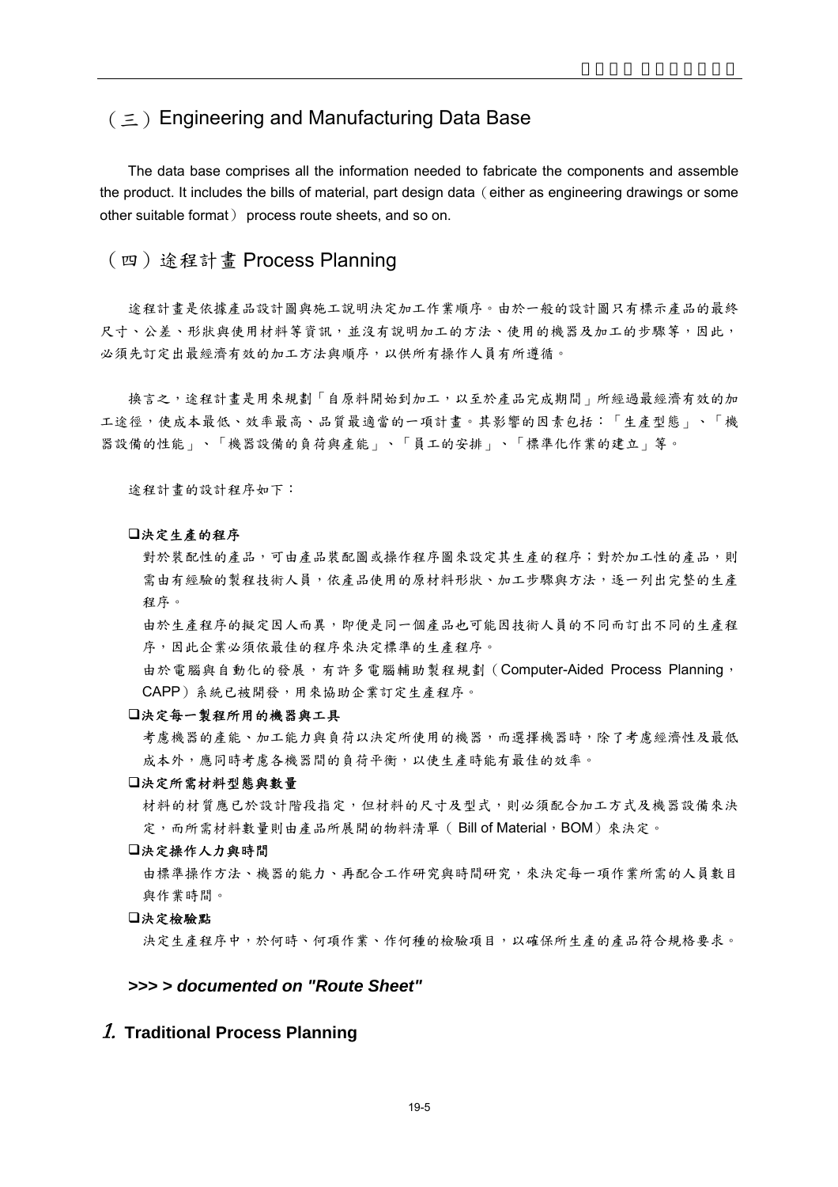## （三）Engineering and Manufacturing Data Base

The data base comprises all the information needed to fabricate the components and assemble the product. It includes the bills of material, part design data（either as engineering drawings or some other suitable format） process route sheets, and so on.

## （四）途程計畫 Process Planning

途程計畫是依據產品設計圖與施工說明決定加工作業順序。由於一般的設計圖只有標示產品的最終尺寸、公差、形狀與使用材料等資訊，並沒有說明加工的方法、使用的機器及加工的步驟等，因此，必須先訂定出最經濟有效的加工方法與順序，以供所有操作人員有所遵循。

換言之，途程計畫是用來規劃「自原料開始到加工，以至於產品完成期間」所經過最經濟有效的加工途徑，使成本最低、效率最高、品質最適當的一項計畫。其影響的因素包括：「生產型態」、「機器設備的性能」、「機器設備的負荷與產能」、「員工的安排」、「標準化作業的建立」等。

途程計畫的設計程序如下：

- **決定生產的程序**

  對於裝配性的產品，可由產品裝配圖或操作程序圖來設定其生產的程序；對於加工性的產品，則需由有經驗的製程技術人員，依產品使用的原材料形狀、加工步驟與方法，逐一列出完整的生產程序。

  由於生產程序的擬定因人而異，即便是同一個產品也可能因技術人員的不同而訂出不同的生產程序，因此企業必須依最佳的程序來決定標準的生產程序。

  由於電腦與自動化的發展，有許多電腦輔助製程規劃（Computer-Aided Process Planning，CAPP）系統已被開發，用來協助企業訂定生產程序。

- **決定每一製程所用的機器與工具**

  考慮機器的產能、加工能力與負荷以決定所使用的機器，而選擇機器時，除了考慮經濟性及最低成本外，應同時考慮各機器間的負荷平衡，以使生產時能有最佳的效率。

- **決定所需材料型態與數量**

  材料的材質應已於設計階段指定，但材料的尺寸及型式，則必須配合加工方式及機器設備來決定，而所需材料數量則由產品所展開的物料清單（ Bill of Material，BOM）來決定。

- **決定操作人力與時間**

  由標準操作方法、機器的能力、再配合工作研究與時間研究，來決定每一項作業所需的人員數目與作業時間。

- **決定檢驗點**

  決定生產程序中，於何時、何項作業、作何種的檢驗項目，以確保所生產的產品符合規格要求。

***>>> > documented on "Route Sheet"***

## *1.* Traditional Process Planning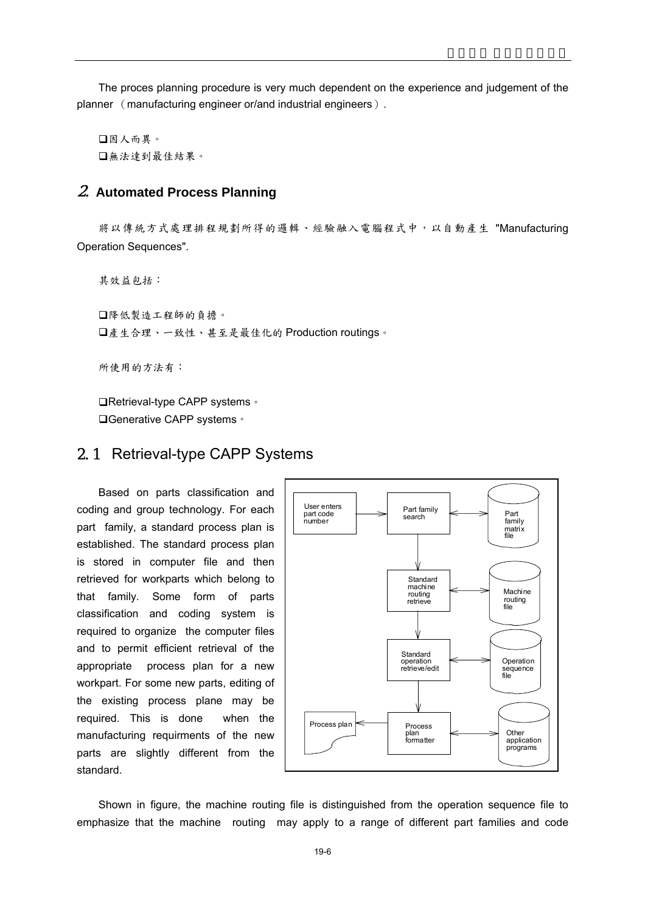The proces planning procedure is very much dependent on the experience and judgement of the planner （manufacturing engineer or/and industrial engineers）.

- 因人而異。
- 無法達到最佳結果。

## 2. Automated Process Planning

將以傳統方式處理排程規劃所得的邏輯、經驗融入電腦程式中，以自動產生 "Manufacturing Operation Sequences".

其效益包括：

- 降低製造工程師的負擔。
- 產生合理、一致性、甚至是最佳化的 Production routings。

所使用的方法有：

- Retrieval-type CAPP systems。
- Generative CAPP systems。

## 2.1 Retrieval-type CAPP Systems

Based on parts classification and coding and group technology. For each part family, a standard process plan is established. The standard process plan is stored in computer file and then retrieved for workparts which belong to that family. Some form of parts classification and coding system is required to organize the computer files and to permit efficient retrieval of the appropriate process plan for a new workpart. For some new parts, editing of the existing process plane may be required. This is done when the manufacturing requirments of the new parts are slightly different from the standard.

User enters part code number → Part family search ↔ Part family matrix file

Part family search → Standard machine routing retrieve ↔ Machine routing file

Standard machine routing retrieve → Standard operation retrieve/edit ↔ Operation sequence file

Standard operation retrieve/edit → Process plan formatter ↔ Other application programs

Process plan formatter → Process plan

Shown in figure, the machine routing file is distinguished from the operation sequence file to emphasize that the machine routing may apply to a range of different part families and code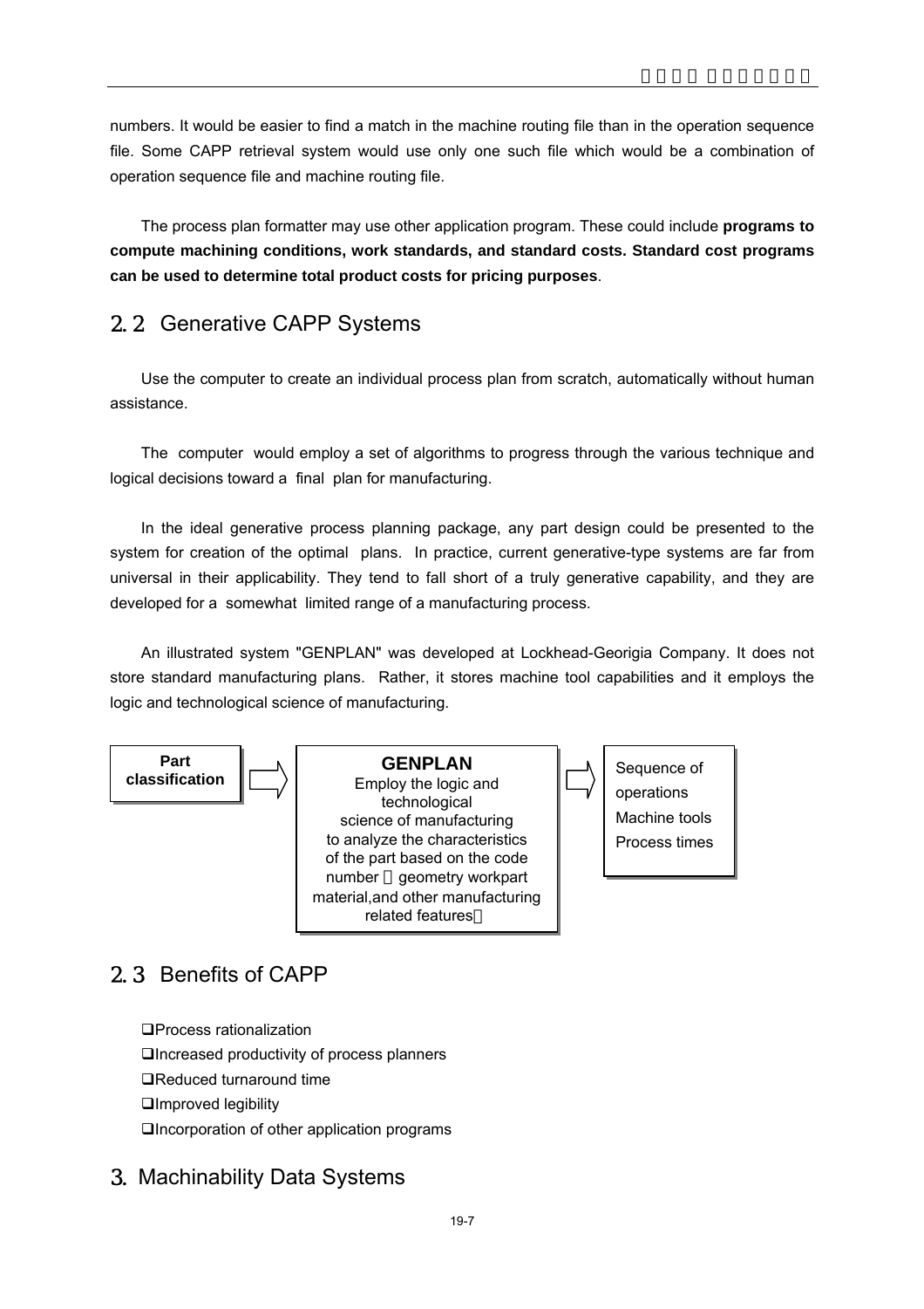numbers. It would be easier to find a match in the machine routing file than in the operation sequence file. Some CAPP retrieval system would use only one such file which would be a combination of operation sequence file and machine routing file.

The process plan formatter may use other application program. These could include **programs to compute machining conditions, work standards, and standard costs. Standard cost programs can be used to determine total product costs for pricing purposes**.

## 2.2 Generative CAPP Systems

Use the computer to create an individual process plan from scratch, automatically without human assistance.

The computer would employ a set of algorithms to progress through the various technique and logical decisions toward a final plan for manufacturing.

In the ideal generative process planning package, any part design could be presented to the system for creation of the optimal plans. In practice, current generative-type systems are far from universal in their applicability. They tend to fall short of a truly generative capability, and they are developed for a somewhat limited range of a manufacturing process.

An illustrated system "GENPLAN" was developed at Lockhead-Georigia Company. It does not store standard manufacturing plans. Rather, it stores machine tool capabilities and it employs the logic and technological science of manufacturing.

**Part classification** ⇨ **GENPLAN** Employ the logic and technological science of manufacturing to analyze the characteristics of the part based on the code number（geometry workpart material,and other manufacturing related features） ⇨ Sequence of operations, Machine tools, Process times

## 2.3 Benefits of CAPP

- Process rationalization
- Increased productivity of process planners
- Reduced turnaround time
- Improved legibility
- Incorporation of other application programs

# 3. Machinability Data Systems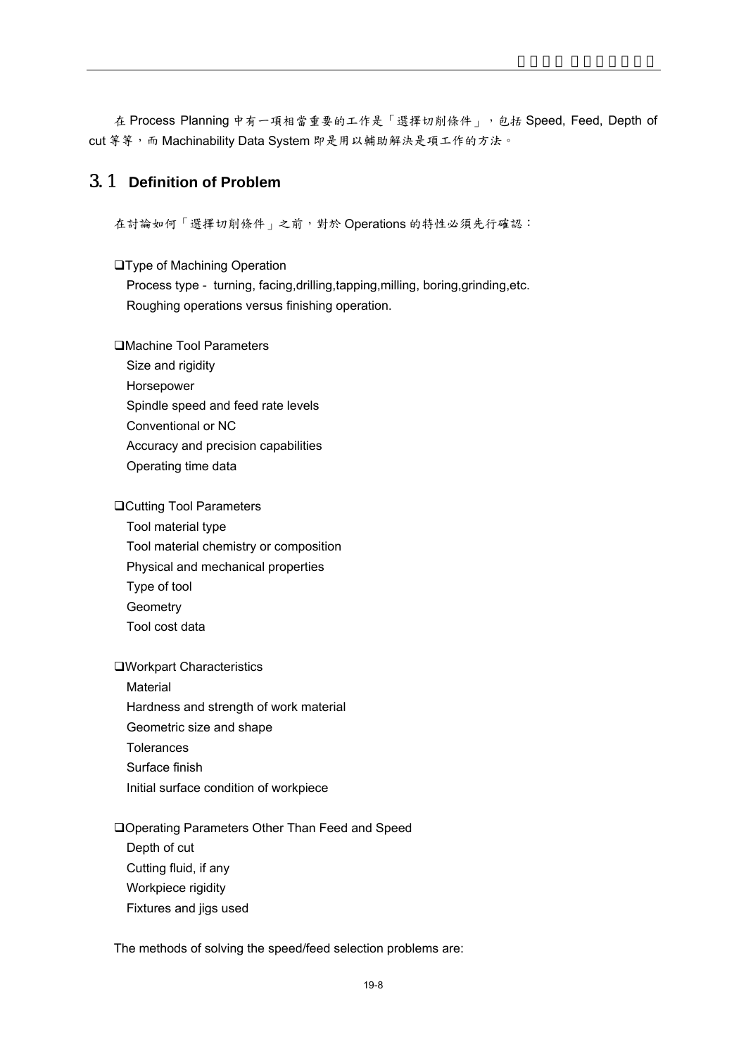在 Process Planning 中有一項相當重要的工作是「選擇切削條件」，包括 Speed, Feed, Depth of cut 等等，而 Machinability Data System 即是用以輔助解決是項工作的方法。

## 3.1 Definition of Problem

在討論如何「選擇切削條件」之前，對於 Operations 的特性必須先行確認：

❑Type of Machining Operation
  Process type - turning, facing,drilling,tapping,milling, boring,grinding,etc.
  Roughing operations versus finishing operation.

❑Machine Tool Parameters
  Size and rigidity
  Horsepower
  Spindle speed and feed rate levels
  Conventional or NC
  Accuracy and precision capabilities
  Operating time data

❑Cutting Tool Parameters
  Tool material type
  Tool material chemistry or composition
  Physical and mechanical properties
  Type of tool
  Geometry
  Tool cost data

❑Workpart Characteristics
  Material
  Hardness and strength of work material
  Geometric size and shape
  Tolerances
  Surface finish
  Initial surface condition of workpiece

❑Operating Parameters Other Than Feed and Speed
  Depth of cut
  Cutting fluid, if any
  Workpiece rigidity
  Fixtures and jigs used

The methods of solving the speed/feed selection problems are: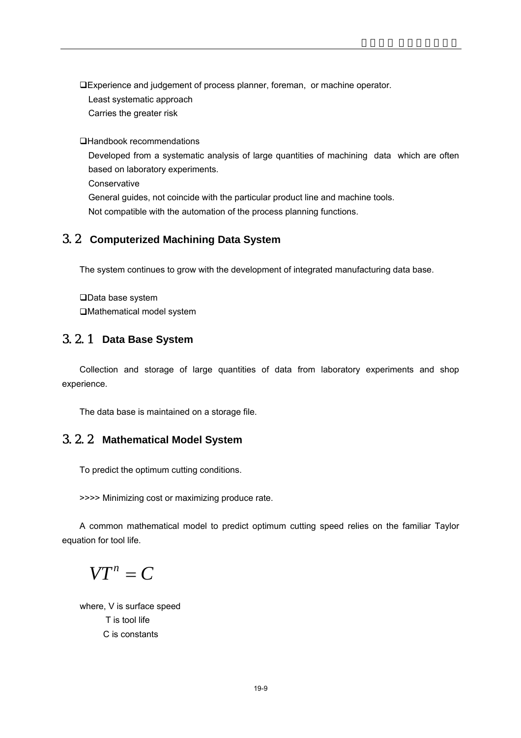- Experience and judgement of process planner, foreman, or machine operator.
  - Least systematic approach
  - Carries the greater risk

- Handbook recommendations
  - Developed from a systematic analysis of large quantities of machining data which are often based on laboratory experiments.
  - Conservative
  - General guides, not coincide with the particular product line and machine tools.
  - Not compatible with the automation of the process planning functions.

## 3.2 Computerized Machining Data System

The system continues to grow with the development of integrated manufacturing data base.

- Data base system
- Mathematical model system

### 3.2.1 Data Base System

Collection and storage of large quantities of data from laboratory experiments and shop experience.

The data base is maintained on a storage file.

### 3.2.2 Mathematical Model System

To predict the optimum cutting conditions.

>>>> Minimizing cost or maximizing produce rate.

A common mathematical model to predict optimum cutting speed relies on the familiar Taylor equation for tool life.

$$VT^n = C$$

where, V is surface speed
T is tool life
C is constants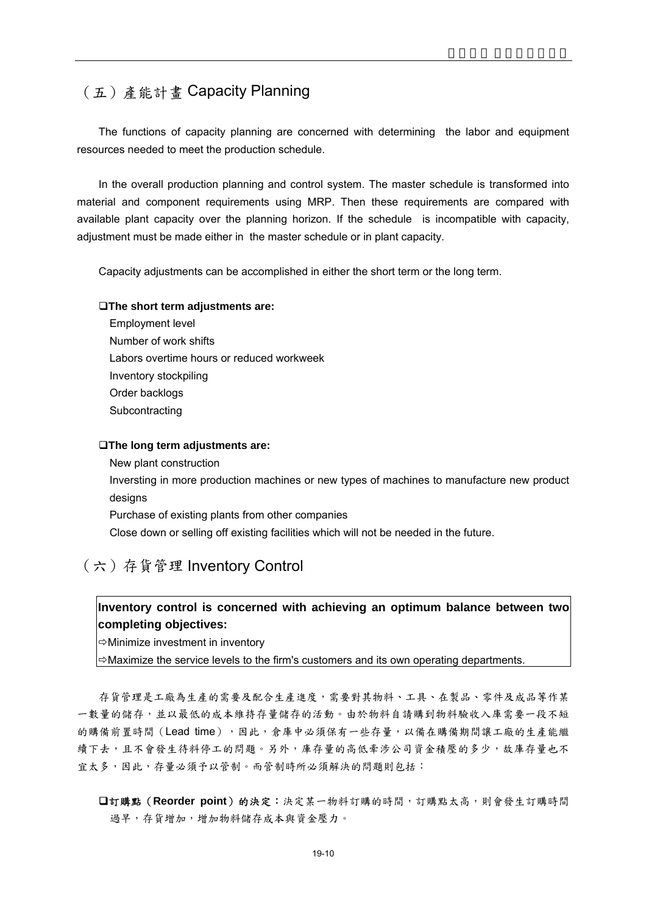## （五）產能計畫 Capacity Planning

The functions of capacity planning are concerned with determining the labor and equipment resources needed to meet the production schedule.

In the overall production planning and control system. The master schedule is transformed into material and component requirements using MRP. Then these requirements are compared with available plant capacity over the planning horizon. If the schedule is incompatible with capacity, adjustment must be made either in the master schedule or in plant capacity.

Capacity adjustments can be accomplished in either the short term or the long term.

❑**The short term adjustments are:**

Employment level
Number of work shifts
Labors overtime hours or reduced workweek
Inventory stockpiling
Order backlogs
Subcontracting

❑**The long term adjustments are:**

New plant construction
Inversting in more production machines or new types of machines to manufacture new product designs
Purchase of existing plants from other companies
Close down or selling off existing facilities which will not be needed in the future.

## （六）存貨管理 Inventory Control

**Inventory control is concerned with achieving an optimum balance between two completing objectives:**

⇨Minimize investment in inventory
⇨Maximize the service levels to the firm's customers and its own operating departments.

存貨管理是工廠為生產的需要及配合生產進度，需要對其物料、工具、在製品、零件及成品等作某一數量的儲存，並以最低的成本維持存量儲存的活動。由於物料自請購到物料驗收入庫需要一段不短的購備前置時間（Lead time），因此，倉庫中必須保有一些存量，以備在購備期間讓工廠的生產能繼續下去，且不會發生待料停工的問題。另外，庫存量的高低牽涉公司資金積壓的多少，故庫存量也不宜太多，因此，存量必須予以管制。而管制時所必須解決的問題則包括：

❑**訂購點（Reorder point）的決定：**決定某一物料訂購的時間，訂購點太高，則會發生訂購時間過早，存貨增加，增加物料儲存成本與資金壓力。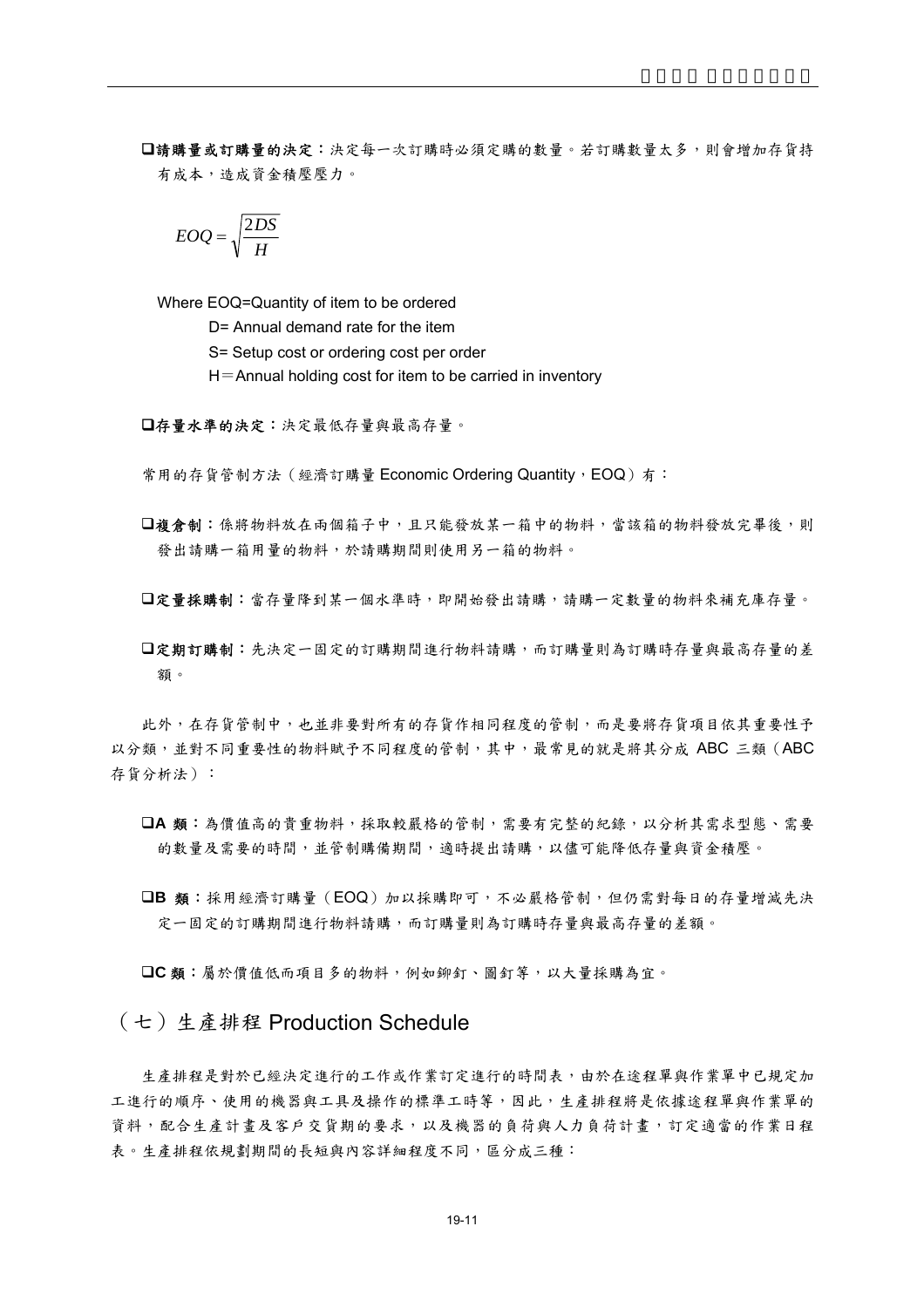❑**請購量或訂購量的決定**：決定每一次訂購時必須定購的數量。若訂購數量太多，則會增加存貨持有成本，造成資金積壓壓力。

$$EOQ = \sqrt{\frac{2DS}{H}}$$

Where EOQ=Quantity of item to be ordered

D= Annual demand rate for the item

S= Setup cost or ordering cost per order

H＝Annual holding cost for item to be carried in inventory

❑**存量水準的決定**：決定最低存量與最高存量。

常用的存貨管制方法（經濟訂購量 Economic Ordering Quantity，EOQ）有：

❑**複倉制**：係將物料放在兩個箱子中，且只能發放某一箱中的物料，當該箱的物料發放完畢後，則發出請購一箱用量的物料，於請購期間則使用另一箱的物料。

❑**定量採購制**：當存量降到某一個水準時，即開始發出請購，請購一定數量的物料來補充庫存量。

❑**定期訂購制**：先決定一固定的訂購期間進行物料請購，而訂購量則為訂購時存量與最高存量的差額。

此外，在存貨管制中，也並非要對所有的存貨作相同程度的管制，而是要將存貨項目依其重要性予以分類，並對不同重要性的物料賦予不同程度的管制，其中，最常見的就是將其分成 ABC 三類（ABC 存貨分析法）：

❑**A 類**：為價值高的貴重物料，採取較嚴格的管制，需要有完整的紀錄，以分析其需求型態、需要的數量及需要的時間，並管制購備期間，適時提出請購，以儘可能降低存量與資金積壓。

❑**B 類**：採用經濟訂購量（EOQ）加以採購即可，不必嚴格管制，但仍需對每日的存量增減先決定一固定的訂購期間進行物料請購，而訂購量則為訂購時存量與最高存量的差額。

❑**C 類**：屬於價值低而項目多的物料，例如鉚釘、圖釘等，以大量採購為宜。

## （七）生產排程 Production Schedule

生產排程是對於已經決定進行的工作或作業訂定進行的時間表，由於在途程單與作業單中已規定加工進行的順序、使用的機器與工具及操作的標準工時等，因此，生產排程將是依據途程單與作業單的資料，配合生產計畫及客戶交貨期的要求，以及機器的負荷與人力負荷計畫，訂定適當的作業日程表。生產排程依規劃期間的長短與內容詳細程度不同，區分成三種：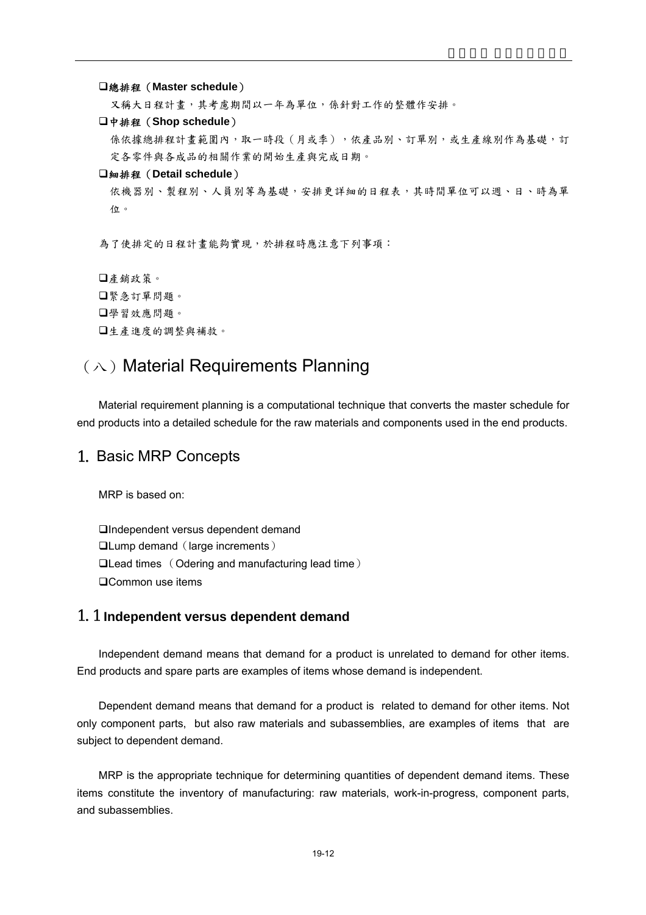- **總排程（Master schedule）**

  又稱大日程計畫，其考慮期間以一年為單位，係針對工作的整體作安排。

- **中排程（Shop schedule）**

  係依據總排程計畫範圍內，取一時段（月或季），依產品別、訂單別，或生產線別作為基礎，訂定各零件與各成品的相關作業的開始生產與完成日期。

- **細排程（Detail schedule）**

  依機器別、製程別、人員別等為基礎，安排更詳細的日程表，其時間單位可以週、日、時為單位。

為了使排定的日程計畫能夠實現，於排程時應注意下列事項：

- 產銷政策。
- 緊急訂單問題。
- 學習效應問題。
- 生產進度的調整與補救。

# （八）Material Requirements Planning

Material requirement planning is a computational technique that converts the master schedule for end products into a detailed schedule for the raw materials and components used in the end products.

## 1. Basic MRP Concepts

MRP is based on:

- Independent versus dependent demand
- Lump demand（large increments）
- Lead times （Odering and manufacturing lead time）
- Common use items

### 1.1 Independent versus dependent demand

Independent demand means that demand for a product is unrelated to demand for other items. End products and spare parts are examples of items whose demand is independent.

Dependent demand means that demand for a product is related to demand for other items. Not only component parts, but also raw materials and subassemblies, are examples of items that are subject to dependent demand.

MRP is the appropriate technique for determining quantities of dependent demand items. These items constitute the inventory of manufacturing: raw materials, work-in-progress, component parts, and subassemblies.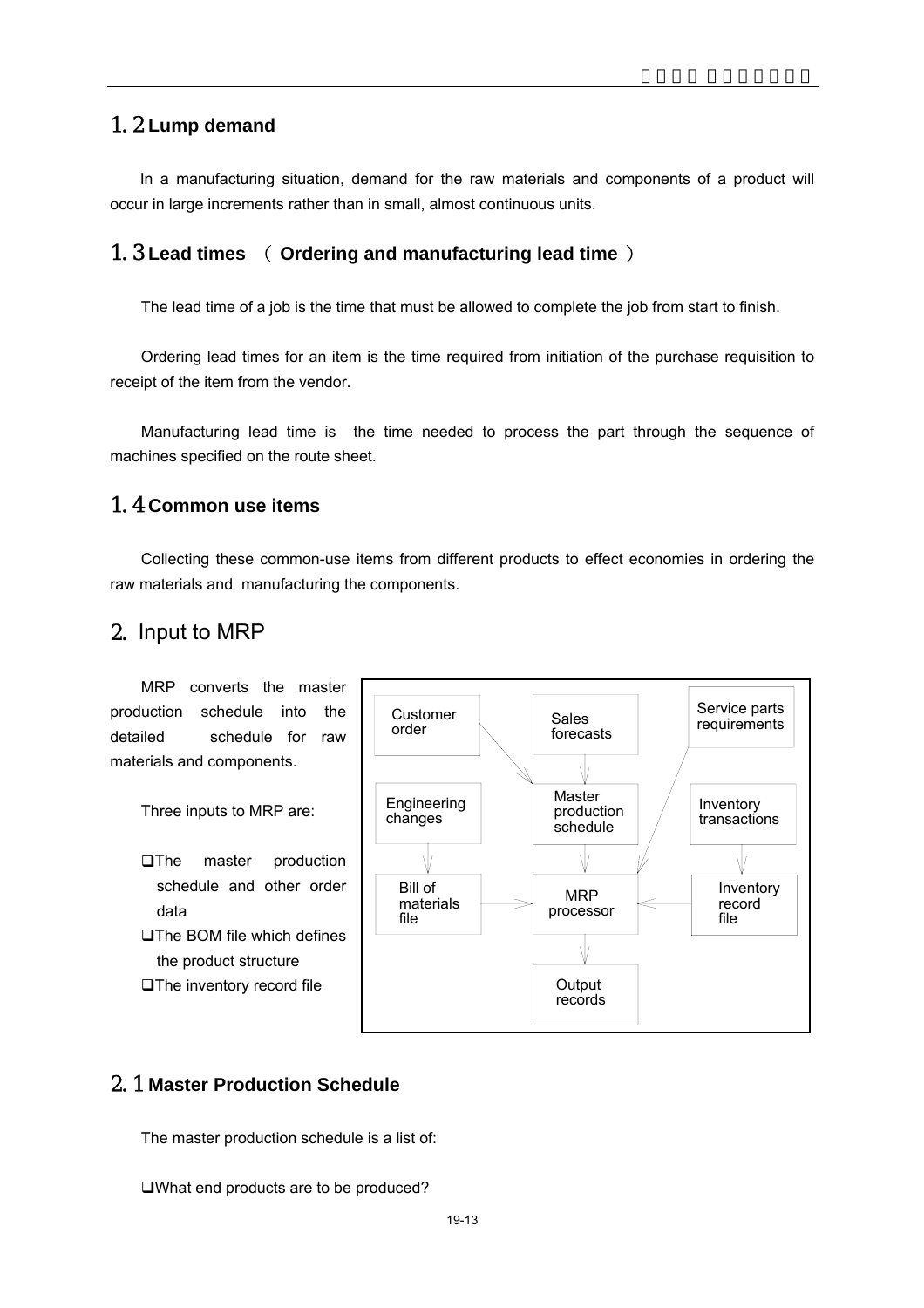## 1.2 Lump demand

In a manufacturing situation, demand for the raw materials and components of a product will occur in large increments rather than in small, almost continuous units.

## 1.3 Lead times （Ordering and manufacturing lead time）

The lead time of a job is the time that must be allowed to complete the job from start to finish.

Ordering lead times for an item is the time required from initiation of the purchase requisition to receipt of the item from the vendor.

Manufacturing lead time is the time needed to process the part through the sequence of machines specified on the route sheet.

## 1.4 Common use items

Collecting these common-use items from different products to effect economies in ordering the raw materials and manufacturing the components.

# 2. Input to MRP

MRP converts the master production schedule into the detailed schedule for raw materials and components.

Three inputs to MRP are:

- The master production schedule and other order data
- The BOM file which defines the product structure
- The inventory record file

Customer order → Master production schedule
Sales forecasts → Master production schedule
Service parts requirements → MRP processor
Engineering changes → Bill of materials file
Inventory transactions → Inventory record file
Master production schedule → MRP processor
Bill of materials file → MRP processor
Inventory record file → MRP processor
MRP processor → Output records

## 2.1 Master Production Schedule

The master production schedule is a list of:

- What end products are to be produced?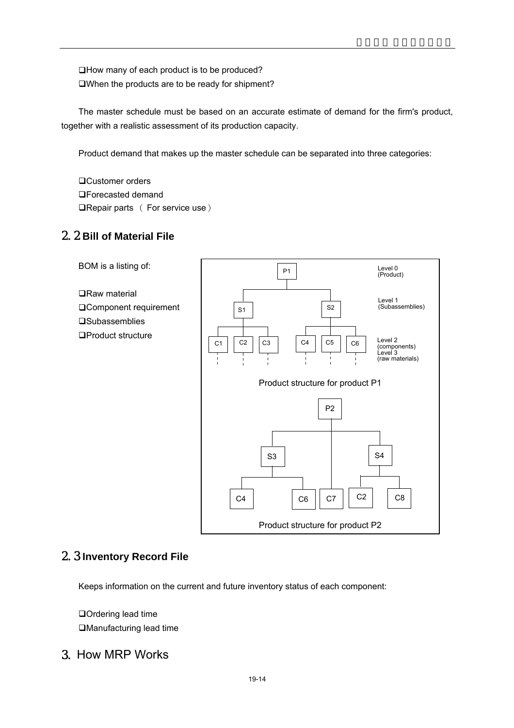- How many of each product is to be produced?
- When the products are to be ready for shipment?

The master schedule must be based on an accurate estimate of demand for the firm's product, together with a realistic assessment of its production capacity.

Product demand that makes up the master schedule can be separated into three categories:

- Customer orders
- Forecasted demand
- Repair parts （ For service use）

## 2.2 Bill of Material File

BOM is a listing of:

- Raw material
- Component requirement
- Subassemblies
- Product structure

Level 0 (Product)

Level 1 (Subassemblies)

Level 2 (components)
Level 3 (raw materials)

P1 → S1 (C1, C2, C3), S2 (C4, C5, C6)

Product structure for product P1

P2 → S3 (C4, C6), C7, S4 (C2, C8)

Product structure for product P2

## 2.3 Inventory Record File

Keeps information on the current and future inventory status of each component:

- Ordering lead time
- Manufacturing lead time

# 3. How MRP Works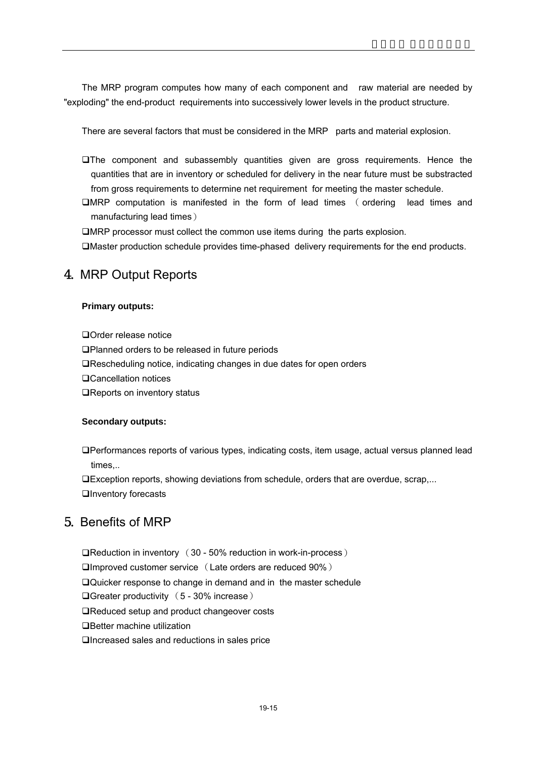The MRP program computes how many of each component and raw material are needed by "exploding" the end-product requirements into successively lower levels in the product structure.

There are several factors that must be considered in the MRP parts and material explosion.

- The component and subassembly quantities given are gross requirements. Hence the quantities that are in inventory or scheduled for delivery in the near future must be substracted from gross requirements to determine net requirement for meeting the master schedule.
- MRP computation is manifested in the form of lead times （ordering lead times and manufacturing lead times）
- MRP processor must collect the common use items during the parts explosion.
- Master production schedule provides time-phased delivery requirements for the end products.

## 4. MRP Output Reports

**Primary outputs:**

- Order release notice
- Planned orders to be released in future periods
- Rescheduling notice, indicating changes in due dates for open orders
- Cancellation notices
- Reports on inventory status

**Secondary outputs:**

- Performances reports of various types, indicating costs, item usage, actual versus planned lead times,..
- Exception reports, showing deviations from schedule, orders that are overdue, scrap,...
- Inventory forecasts

## 5. Benefits of MRP

- Reduction in inventory （30 - 50% reduction in work-in-process）
- Improved customer service （Late orders are reduced 90%）
- Quicker response to change in demand and in the master schedule
- Greater productivity （5 - 30% increase）
- Reduced setup and product changeover costs
- Better machine utilization
- Increased sales and reductions in sales price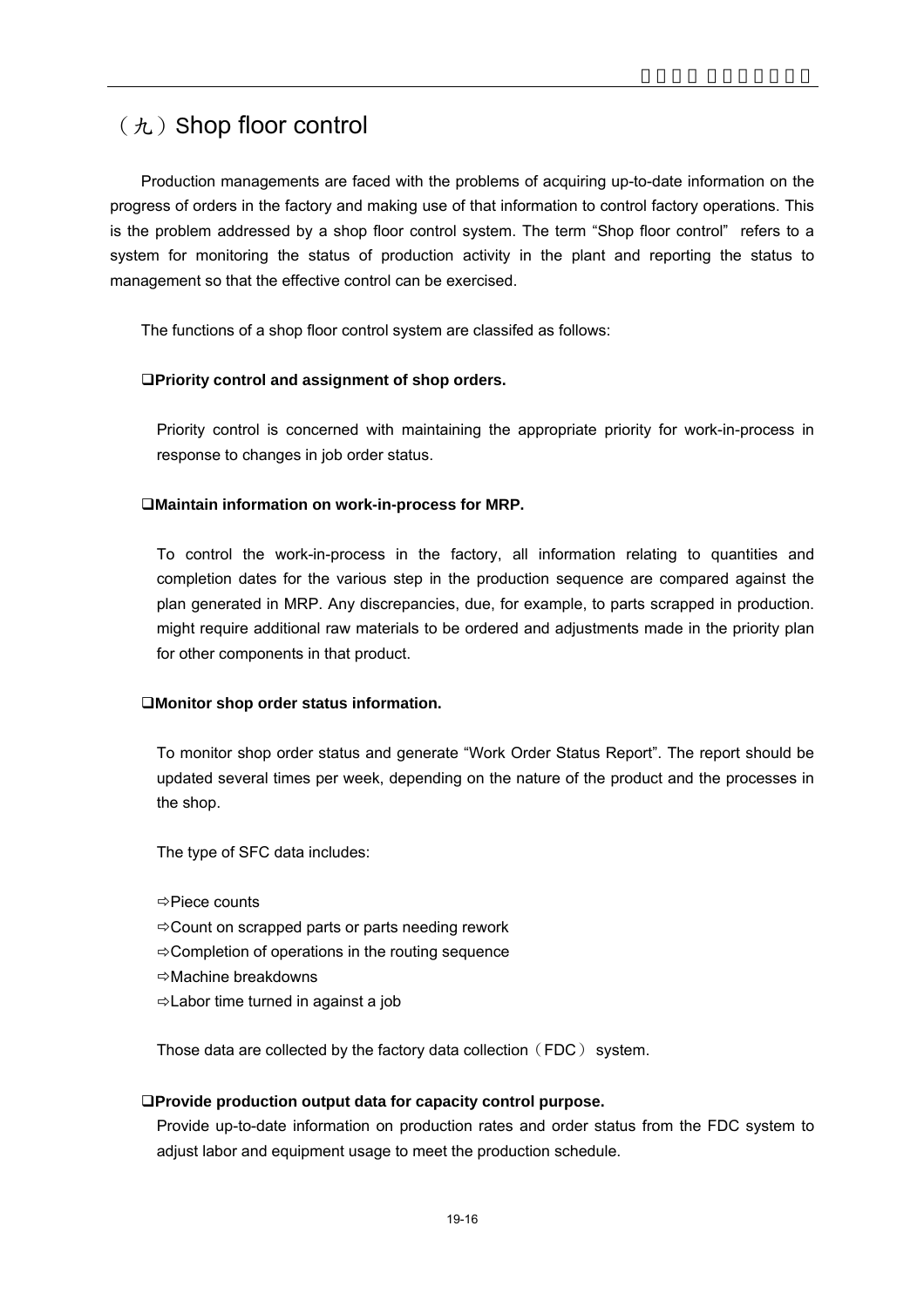# （九）Shop floor control

Production managements are faced with the problems of acquiring up-to-date information on the progress of orders in the factory and making use of that information to control factory operations. This is the problem addressed by a shop floor control system. The term "Shop floor control" refers to a system for monitoring the status of production activity in the plant and reporting the status to management so that the effective control can be exercised.

The functions of a shop floor control system are classifed as follows:

❑**Priority control and assignment of shop orders.**

Priority control is concerned with maintaining the appropriate priority for work-in-process in response to changes in job order status.

❑**Maintain information on work-in-process for MRP.**

To control the work-in-process in the factory, all information relating to quantities and completion dates for the various step in the production sequence are compared against the plan generated in MRP. Any discrepancies, due, for example, to parts scrapped in production. might require additional raw materials to be ordered and adjustments made in the priority plan for other components in that product.

❑**Monitor shop order status information.**

To monitor shop order status and generate "Work Order Status Report". The report should be updated several times per week, depending on the nature of the product and the processes in the shop.

The type of SFC data includes:

⇨Piece counts
⇨Count on scrapped parts or parts needing rework
⇨Completion of operations in the routing sequence
⇨Machine breakdowns
⇨Labor time turned in against a job

Those data are collected by the factory data collection（FDC） system.

❑**Provide production output data for capacity control purpose.**

Provide up-to-date information on production rates and order status from the FDC system to adjust labor and equipment usage to meet the production schedule.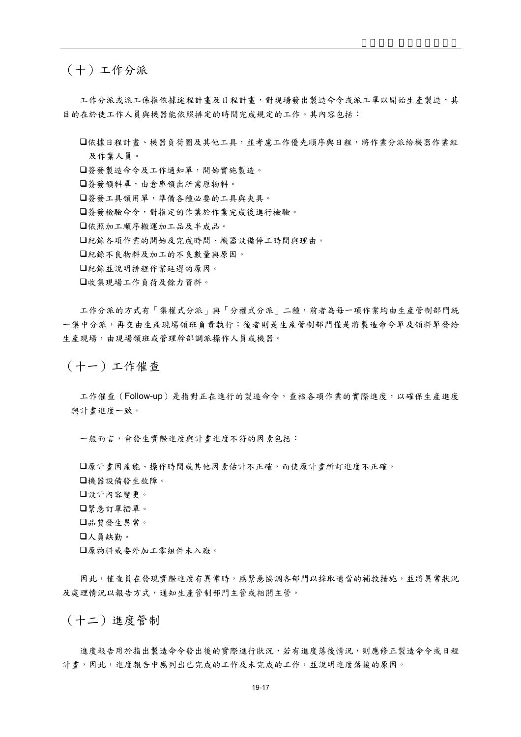## （十）工作分派

工作分派或派工係指依據途程計畫及日程計畫，對現場發出製造命令或派工單以開始生產製造，其目的在於使工作人員與機器能依照排定的時間完成規定的工作。其內容包括：

- 依據日程計畫、機器負荷圖及其他工具，並考慮工作優先順序與日程，將作業分派給機器作業組及作業人員。
- 簽發製造命令及工作通知單，開始實施製造。
- 簽發領料單，由倉庫領出所需原物料。
- 簽發工具領用單，準備各種必要的工具與夾具。
- 簽發檢驗命令，對指定的作業於作業完成後進行檢驗。
- 依照加工順序搬運加工品及半成品。
- 紀錄各項作業的開始及完成時間、機器設備停工時間與理由。
- 紀錄不良物料及加工的不良數量與原因。
- 紀錄並說明排程作業延遲的原因。
- 收集現場工作負荷及餘力資料。

工作分派的方式有「集權式分派」與「分權式分派」二種，前者為每一項作業均由生產管制部門統一集中分派，再交由生產現場領班負責執行；後者則是生產管制部門僅是將製造命令單及領料單發給生產現場，由現場領班或管理幹部調派操作人員或機器。

## （十一）工作催查

工作催查（Follow-up）是指對正在進行的製造命令，查核各項作業的實際進度，以確保生產進度與計畫進度一致。

一般而言，會發生實際進度與計畫進度不符的因素包括：

- 原計畫因產能、操作時間或其他因素估計不正確，而使原計畫所訂進度不正確。
- 機器設備發生故障。
- 設計內容變更。
- 緊急訂單插單。
- 品質發生異常。
- 人員缺勤。
- 原物料或委外加工零組件未入廠。

因此，催查員在發現實際進度有異常時，應緊急協調各部門以採取適當的補救措施，並將異常狀況及處理情況以報告方式，通知生產管制部門主管或相關主管。

## （十二）進度管制

進度報告用於指出製造命令發出後的實際進行狀況，若有進度落後情況，則應修正製造命令或日程計畫，因此，進度報告中應列出已完成的工作及未完成的工作，並說明進度落後的原因。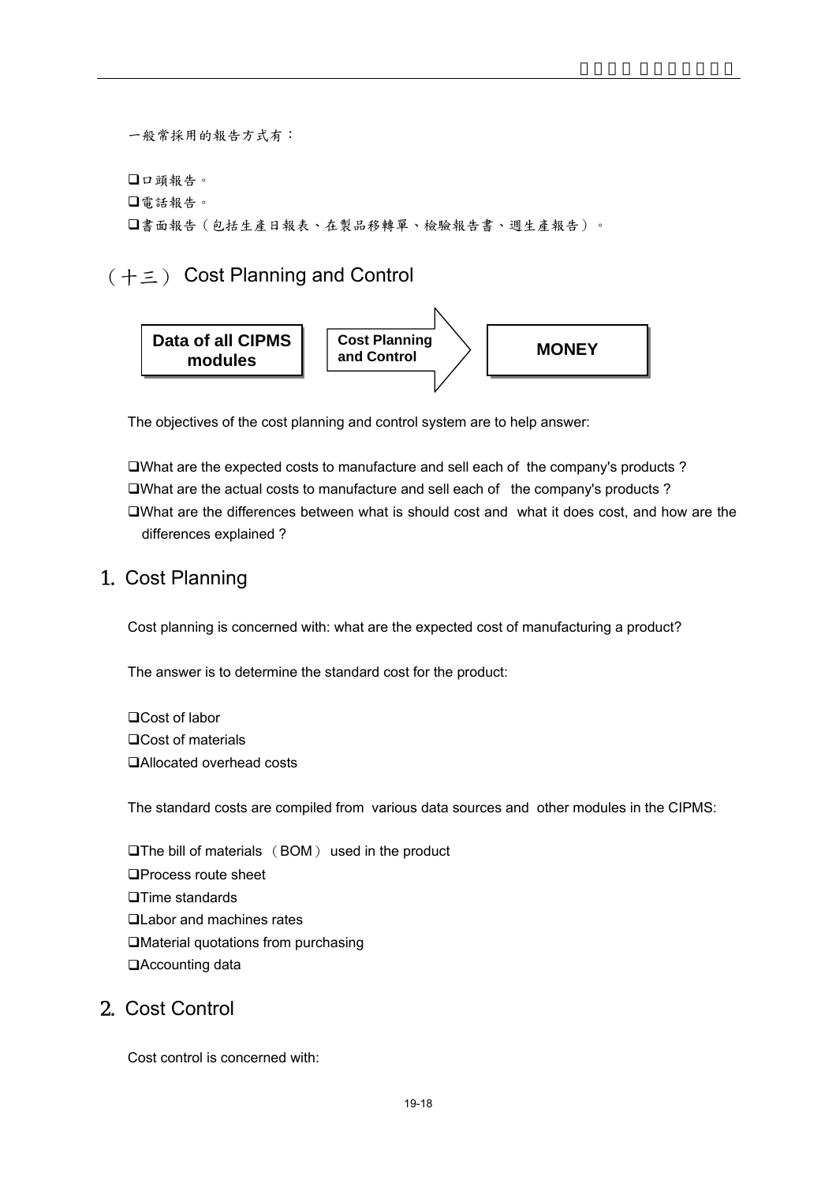一般常採用的報告方式有：

- ❑口頭報告。
- ❑電話報告。
- ❑書面報告（包括生產日報表、在製品移轉單、檢驗報告書、週生產報告）。

## （十三） Cost Planning and Control

**Data of all CIPMS modules** → **Cost Planning and Control** → **MONEY**

The objectives of the cost planning and control system are to help answer:

- ❑What are the expected costs to manufacture and sell each of the company's products ?
- ❑What are the actual costs to manufacture and sell each of the company's products ?
- ❑What are the differences between what is should cost and what it does cost, and how are the differences explained ?

### 1. Cost Planning

Cost planning is concerned with: what are the expected cost of manufacturing a product?

The answer is to determine the standard cost for the product:

- ❑Cost of labor
- ❑Cost of materials
- ❑Allocated overhead costs

The standard costs are compiled from various data sources and other modules in the CIPMS:

- ❑The bill of materials （BOM） used in the product
- ❑Process route sheet
- ❑Time standards
- ❑Labor and machines rates
- ❑Material quotations from purchasing
- ❑Accounting data

### 2. Cost Control

Cost control is concerned with: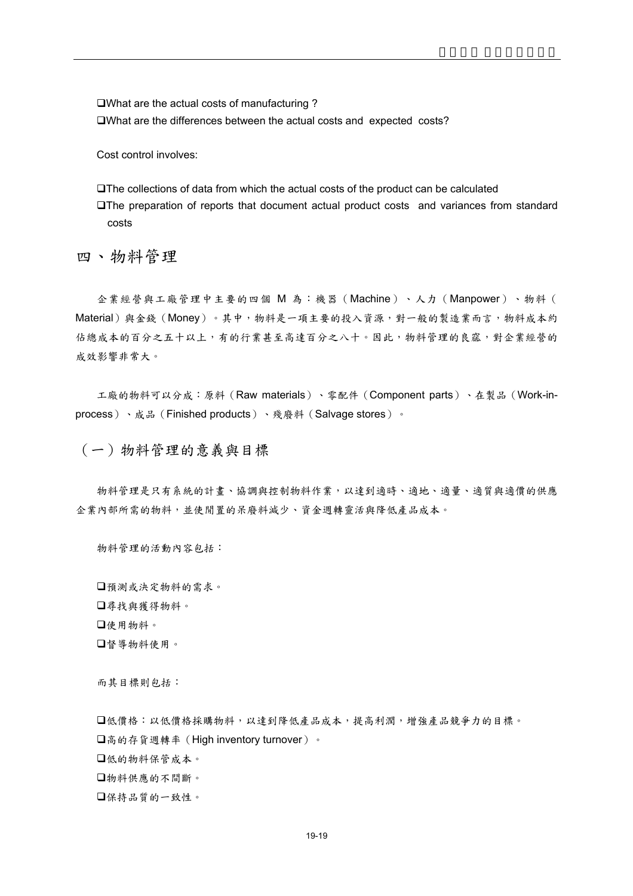❑What are the actual costs of manufacturing ?

❑What are the differences between the actual costs and expected costs?

Cost control involves:

❑The collections of data from which the actual costs of the product can be calculated

❑The preparation of reports that document actual product costs and variances from standard costs

## 四、物料管理

企業經營與工廠管理中主要的四個 M 為：機器（Machine）、人力（Manpower）、物料（Material）與金錢（Money）。其中，物料是一項主要的投入資源，對一般的製造業而言，物料成本約佔總成本的百分之五十以上，有的行業甚至高達百分之八十。因此，物料管理的良窳，對企業經營的成效影響非常大。

工廠的物料可以分成：原料（Raw materials）、零配件（Component parts）、在製品（Work-in-process）、成品（Finished products）、殘廢料（Salvage stores）。

### （一）物料管理的意義與目標

物料管理是只有系統的計畫、協調與控制物料作業，以達到適時、適地、適量、適質與適價的供應企業內部所需的物料，並使閒置的呆廢料減少、資金週轉靈活與降低產品成本。

物料管理的活動內容包括：

❑預測或決定物料的需求。

❑尋找與獲得物料。

❑使用物料。

❑督導物料使用。

而其目標則包括：

❑低價格：以低價格採購物料，以達到降低產品成本，提高利潤，增強產品競爭力的目標。

❑高的存貨週轉率（High inventory turnover）。

❑低的物料保管成本。

❑物料供應的不間斷。

❑保持品質的一致性。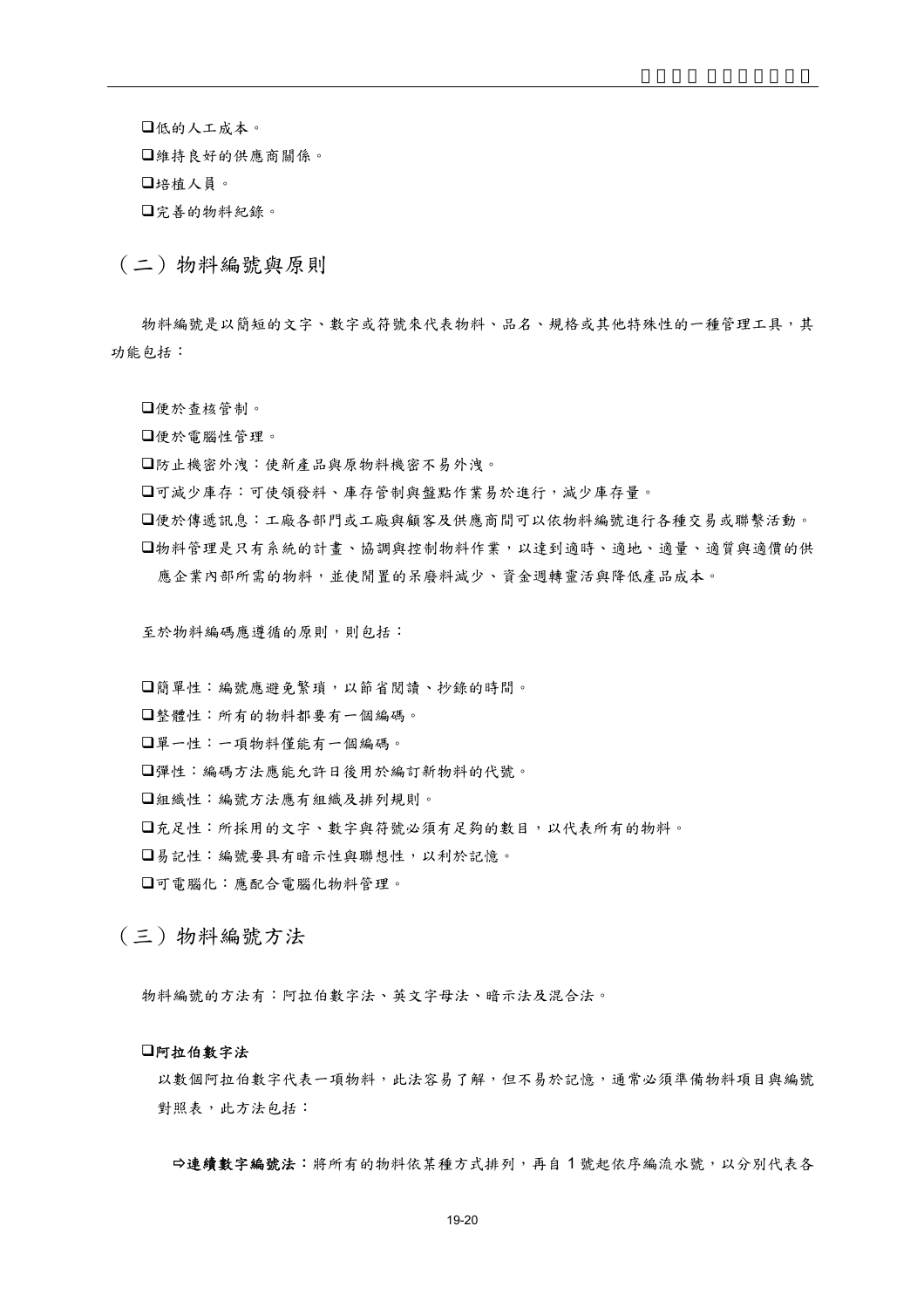- 低的人工成本。
- 維持良好的供應商關係。
- 培植人員。
- 完善的物料紀錄。

## （二）物料編號與原則

物料編號是以簡短的文字、數字或符號來代表物料、品名、規格或其他特殊性的一種管理工具，其功能包括：

- 便於查核管制。
- 便於電腦性管理。
- 防止機密外洩：使新產品與原物料機密不易外洩。
- 可減少庫存：可使領發料、庫存管制與盤點作業易於進行，減少庫存量。
- 便於傳遞訊息：工廠各部門或工廠與顧客及供應商間可以依物料編號進行各種交易或聯繫活動。
- 物料管理是只有系統的計畫、協調與控制物料作業，以達到適時、適地、適量、適質與適價的供應企業內部所需的物料，並使閒置的呆廢料減少、資金週轉靈活與降低產品成本。

至於物料編碼應遵循的原則，則包括：

- 簡單性：編號應避免繁瑣，以節省閱讀、抄錄的時間。
- 整體性：所有的物料都要有一個編碼。
- 單一性：一項物料僅能有一個編碼。
- 彈性：編碼方法應能允許日後用於編訂新物料的代號。
- 組織性：編號方法應有組織及排列規則。
- 充足性：所採用的文字、數字與符號必須有足夠的數目，以代表所有的物料。
- 易記性：編號要具有暗示性與聯想性，以利於記憶。
- 可電腦化：應配合電腦化物料管理。

## （三）物料編號方法

物料編號的方法有：阿拉伯數字法、英文字母法、暗示法及混合法。

- **阿拉伯數字法**

  以數個阿拉伯數字代表一項物料，此法容易了解，但不易於記憶，通常必須準備物料項目與編號對照表，此方法包括：

  ⇨**連續數字編號法**：將所有的物料依某種方式排列，再自 1 號起依序編流水號，以分別代表各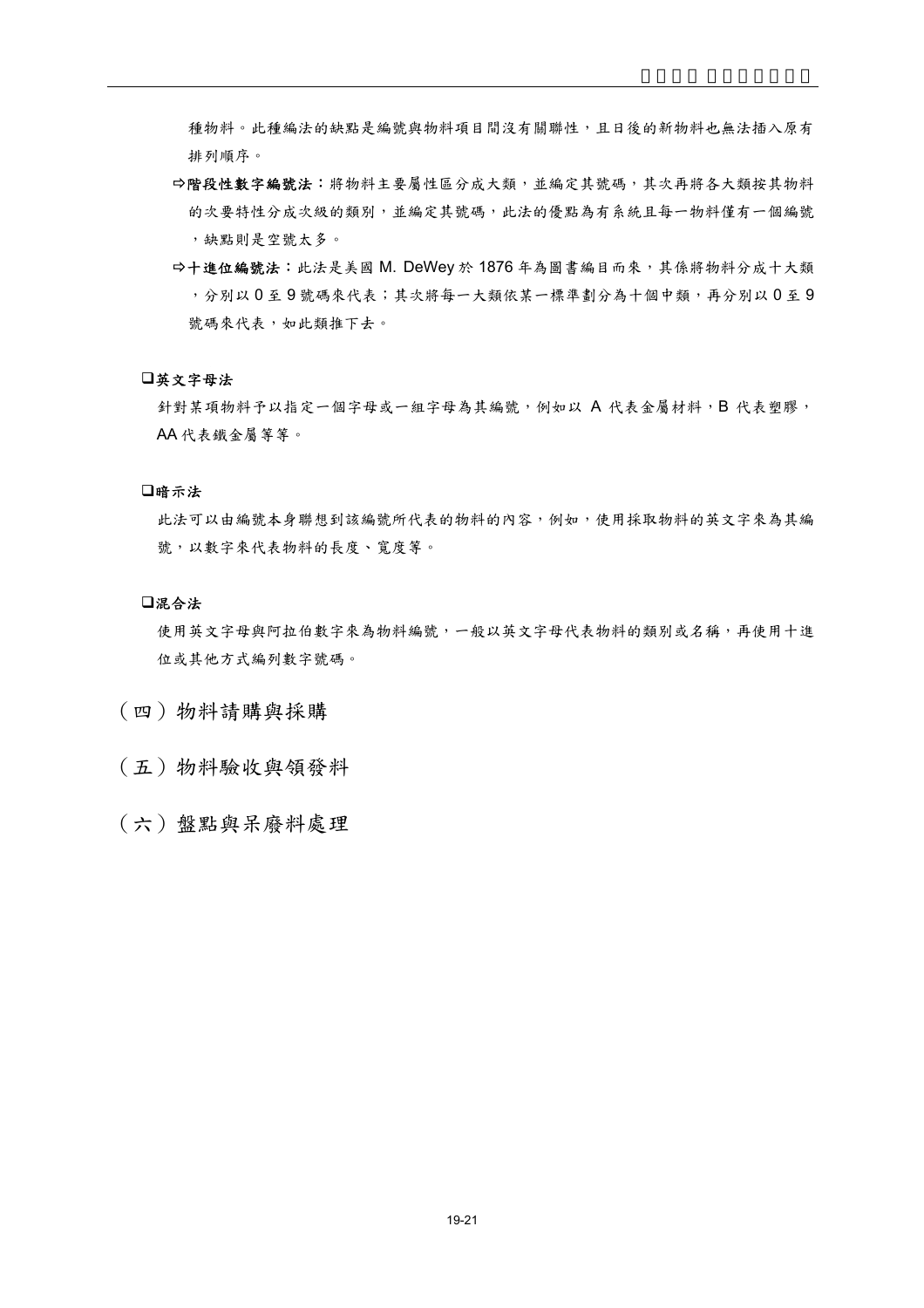種物料。此種編法的缺點是編號與物料項目間沒有關聯性，且日後的新物料也無法插入原有排列順序。

⇨**階段性數字編號法**：將物料主要屬性區分成大類，並編定其號碼，其次再將各大類按其物料的次要特性分成次級的類別，並編定其號碼，此法的優點為有系統且每一物料僅有一個編號，缺點則是空號太多。

⇨**十進位編號法**：此法是美國 M. DeWey 於 1876 年為圖書編目而來，其係將物料分成十大類，分別以 0 至 9 號碼來代表；其次將每一大類依某一標準劃分為十個中類，再分別以 0 至 9 號碼來代表，如此類推下去。

❑**英文字母法**

針對某項物料予以指定一個字母或一組字母為其編號，例如以 A 代表金屬材料，B 代表塑膠，AA 代表鐵金屬等等。

❑**暗示法**

此法可以由編號本身聯想到該編號所代表的物料的內容，例如，使用採取物料的英文字來為其編號，以數字來代表物料的長度、寬度等。

❑**混合法**

使用英文字母與阿拉伯數字來為物料編號，一般以英文字母代表物料的類別或名稱，再使用十進位或其他方式編列數字號碼。

## （四）物料請購與採購

## （五）物料驗收與領發料

## （六）盤點與呆廢料處理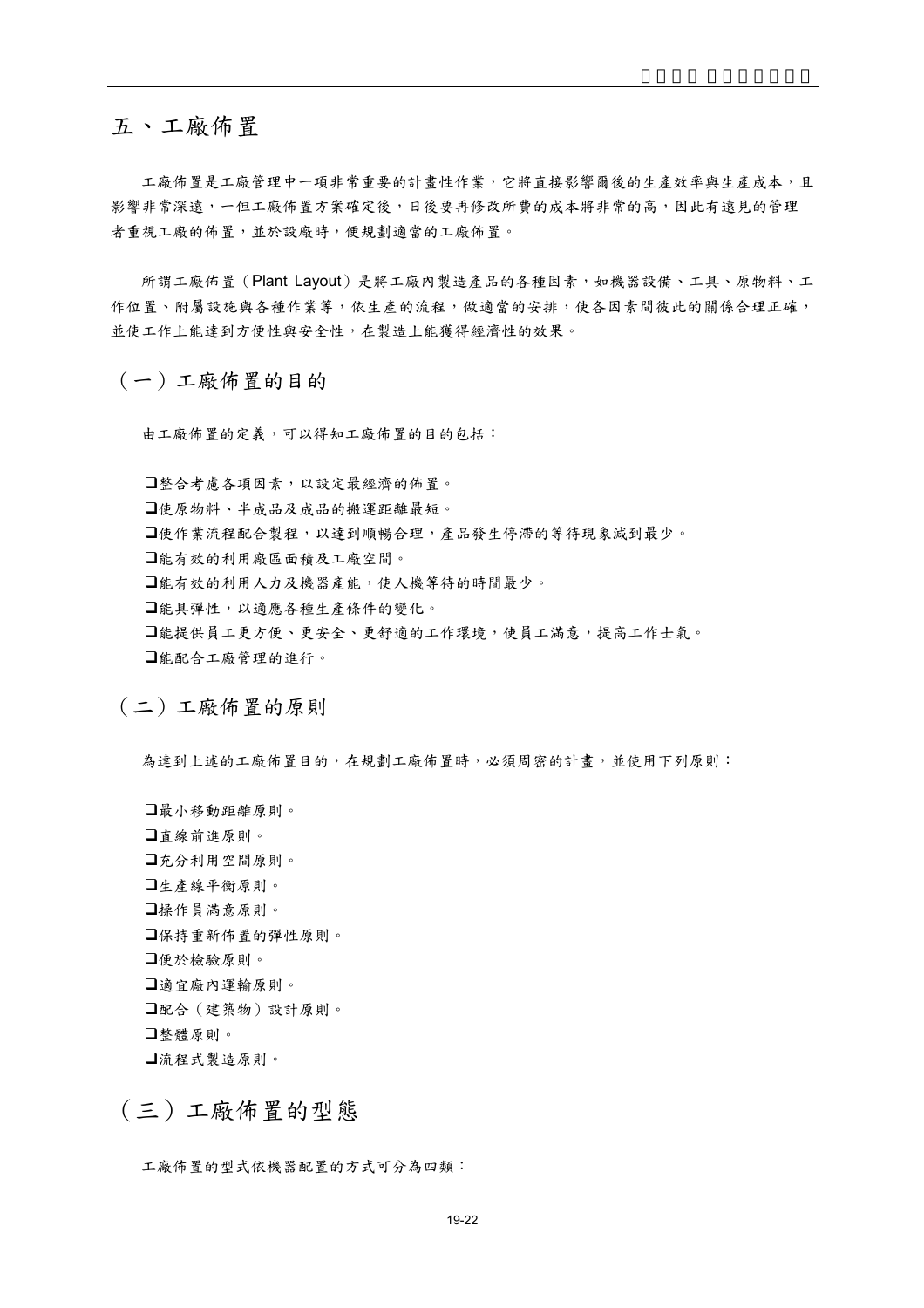# 五、工廠佈置

工廠佈置是工廠管理中一項非常重要的計畫性作業，它將直接影響爾後的生產效率與生產成本，且影響非常深遠，一但工廠佈置方案確定後，日後要再修改所費的成本將非常的高，因此有遠見的管理者重視工廠的佈置，並於設廠時，便規劃適當的工廠佈置。

所謂工廠佈置（Plant Layout）是將工廠內製造產品的各種因素，如機器設備、工具、原物料、工作位置、附屬設施與各種作業等，依生產的流程，做適當的安排，使各因素間彼此的關係合理正確，並使工作上能達到方便性與安全性，在製造上能獲得經濟性的效果。

## （一）工廠佈置的目的

由工廠佈置的定義，可以得知工廠佈置的目的包括：

- ❑整合考慮各項因素，以設定最經濟的佈置。
- ❑使原物料、半成品及成品的搬運距離最短。
- ❑使作業流程配合製程，以達到順暢合理，產品發生停滯的等待現象減到最少。
- ❑能有效的利用廠區面積及工廠空間。
- ❑能有效的利用人力及機器產能，使人機等待的時間最少。
- ❑能具彈性，以適應各種生產條件的變化。
- ❑能提供員工更方便、更安全、更舒適的工作環境，使員工滿意，提高工作士氣。
- ❑能配合工廠管理的進行。

## （二）工廠佈置的原則

為達到上述的工廠佈置目的，在規劃工廠佈置時，必須周密的計畫，並使用下列原則：

- ❑最小移動距離原則。
- ❑直線前進原則。
- ❑充分利用空間原則。
- ❑生產線平衡原則。
- ❑操作員滿意原則。
- ❑保持重新佈置的彈性原則。
- ❑便於檢驗原則。
- ❑適宜廠內運輸原則。
- ❑配合（建築物）設計原則。
- ❑整體原則。
- ❑流程式製造原則。

## （三）工廠佈置的型態

工廠佈置的型式依機器配置的方式可分為四類：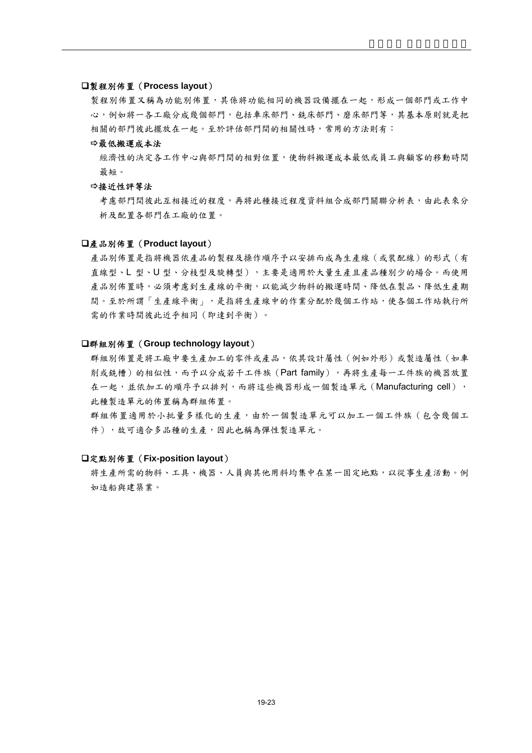**❑製程別佈置（Process layout）**

製程別佈置又稱為功能別佈置，其係將功能相同的機器設備擺在一起，形成一個部門或工作中心，例如將一各工廠分成幾個部門，包括車床部門、銑床部門、磨床部門等，其基本原則就是把相關的部門彼此擺放在一起。至於評估部門間的相關性時，常用的方法則有：

**⇨最低搬運成本法**

經濟性的決定各工作中心與部門間的相對位置，使物料搬運成本最低或員工與顧客的移動時間最短。

**⇨接近性評等法**

考慮部門間彼此互相接近的程度，再將此種接近程度資料組合成部門關聯分析表，由此表來分析及配置各部門在工廠的位置。

**❑產品別佈置（Product layout）**

產品別佈置是指將機器依產品的製程及操作順序予以安排而成為生產線（或裝配線）的形式（有直線型、L 型、U 型、分枝型及旋轉型），主要是適用於大量生產且產品種別少的場合。而使用產品別佈置時，必須考慮到生產線的平衡，以能減少物料的搬運時間、降低在製品、降低生產期間。至於所謂「生產線平衡」，是指將生產線中的作業分配於幾個工作站，使各個工作站執行所需的作業時間彼此近乎相同（即達到平衡）。

**❑群組別佈置（Group technology layout）**

群組別佈置是將工廠中要生產加工的零件或產品，依其設計屬性（例如外形）或製造屬性（如車削或銑槽）的相似性，而予以分成若干工件族（Part family），再將生產每一工件族的機器放置在一起，並依加工的順序予以排列，而將這些機器形成一個製造單元（Manufacturing cell），此種製造單元的佈置稱為群組佈置。

群組佈置適用於小批量多樣化的生產，由於一個製造單元可以加工一個工件族（包含幾個工件），故可適合多品種的生產，因此也稱為彈性製造單元。

**❑定點別佈置（Fix-position layout）**

將生產所需的物料、工具、機器、人員與其他用料均集中在某一固定地點，以從事生產活動。例如造船與建築業。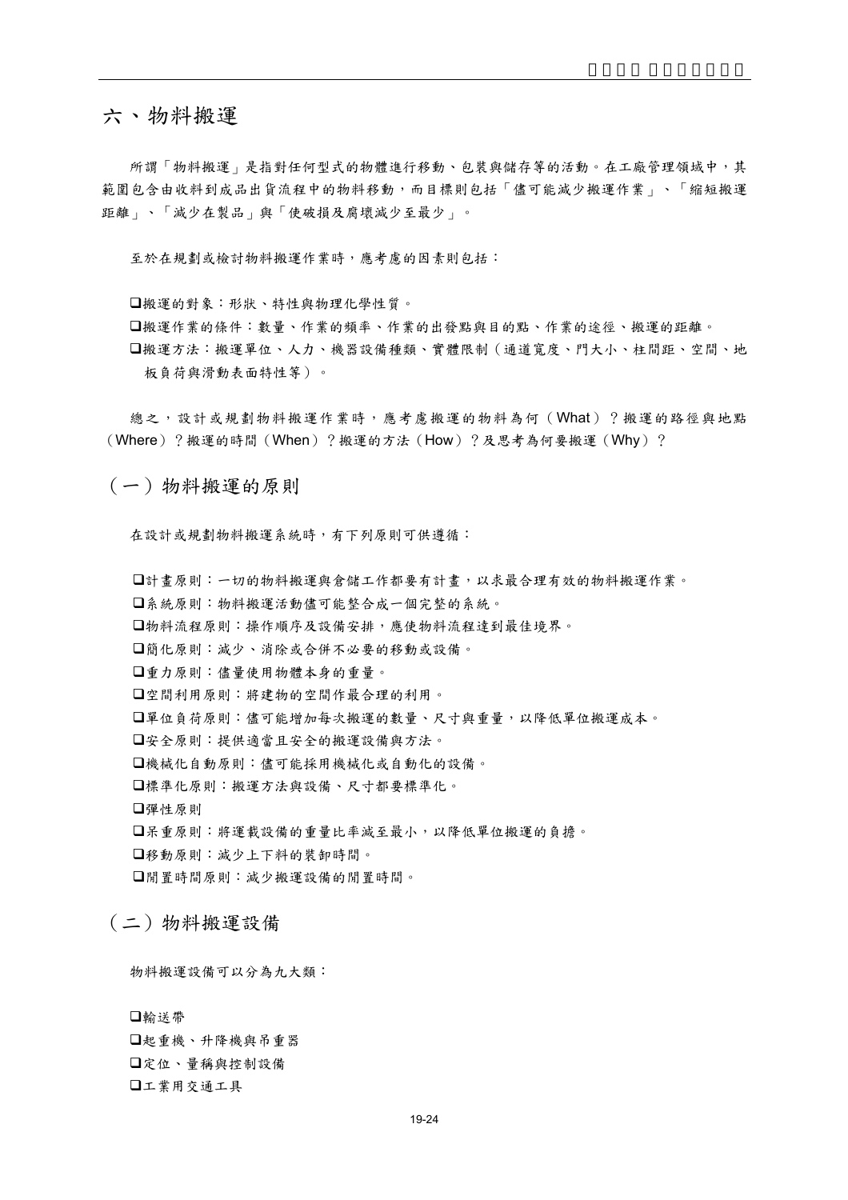# 六、物料搬運

所謂「物料搬運」是指對任何型式的物體進行移動、包裝與儲存等的活動。在工廠管理領域中，其範圍包含由收料到成品出貨流程中的物料移動，而目標則包括「儘可能減少搬運作業」、「縮短搬運距離」、「減少在製品」與「使破損及腐壞減少至最少」。

至於在規劃或檢討物料搬運作業時，應考慮的因素則包括：

- 搬運的對象：形狀、特性與物理化學性質。
- 搬運作業的條件：數量、作業的頻率、作業的出發點與目的點、作業的途徑、搬運的距離。
- 搬運方法：搬運單位、人力、機器設備種類、實體限制（通道寬度、門大小、柱間距、空間、地板負荷與滑動表面特性等）。

總之，設計或規劃物料搬運作業時，應考慮搬運的物料為何（What）？搬運的路徑與地點（Where）？搬運的時間（When）？搬運的方法（How）？及思考為何要搬運（Why）？

## （一）物料搬運的原則

在設計或規劃物料搬運系統時，有下列原則可供遵循：

- 計畫原則：一切的物料搬運與倉儲工作都要有計畫，以求最合理有效的物料搬運作業。
- 系統原則：物料搬運活動儘可能整合成一個完整的系統。
- 物料流程原則：操作順序及設備安排，應使物料流程達到最佳境界。
- 簡化原則：減少、消除或合併不必要的移動或設備。
- 重力原則：儘量使用物體本身的重量。
- 空間利用原則：將建物的空間作最合理的利用。
- 單位負荷原則：儘可能增加每次搬運的數量、尺寸與重量，以降低單位搬運成本。
- 安全原則：提供適當且安全的搬運設備與方法。
- 機械化自動原則：儘可能採用機械化或自動化的設備。
- 標準化原則：搬運方法與設備、尺寸都要標準化。
- 彈性原則
- 呆重原則：將運載設備的重量比率減至最小，以降低單位搬運的負擔。
- 移動原則：減少上下料的裝卸時間。
- 閒置時間原則：減少搬運設備的閒置時間。

## （二）物料搬運設備

物料搬運設備可以分為九大類：

- 輸送帶
- 起重機、升降機與吊重器
- 定位、量稱與控制設備
- 工業用交通工具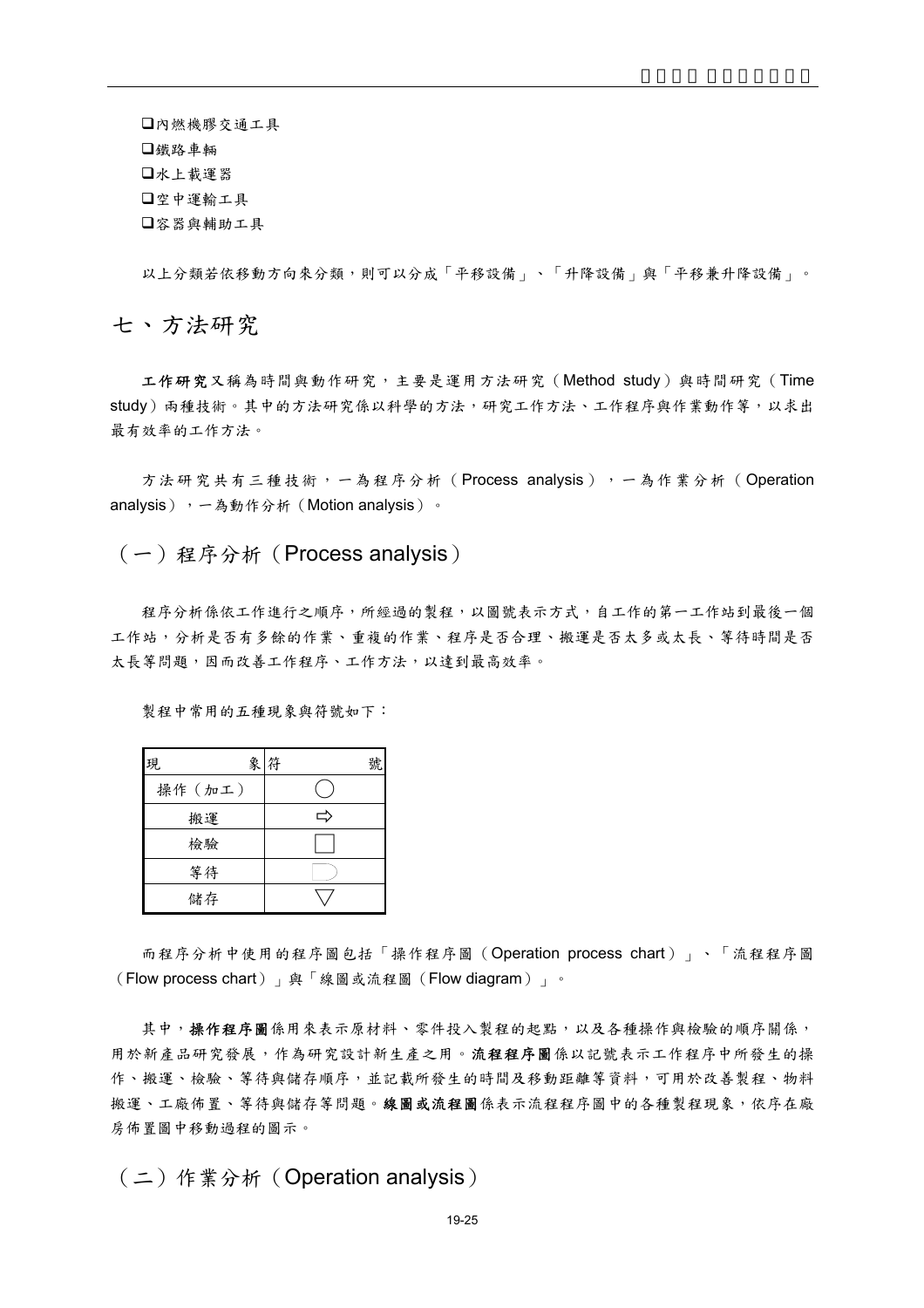- ❑內燃機膠交通工具
- ❑鐵路車輛
- ❑水上載運器
- ❑空中運輸工具
- ❑容器與輔助工具

以上分類若依移動方向來分類，則可以分成「平移設備」、「升降設備」與「平移兼升降設備」。

# 七、方法研究

**工作研究**又稱為時間與動作研究，主要是運用方法研究（Method study）與時間研究（Time study）兩種技術。其中的方法研究係以科學的方法，研究工作方法、工作程序與作業動作等，以求出最有效率的工作方法。

方法研究共有三種技術，一為程序分析（Process analysis），一為作業分析（Operation analysis），一為動作分析（Motion analysis）。

## （一）程序分析（Process analysis）

程序分析係依工作進行之順序，所經過的製程，以圖號表示方式，自工作的第一工作站到最後一個工作站，分析是否有多餘的作業、重複的作業、程序是否合理、搬運是否太多或太長、等待時間是否太長等問題，因而改善工作程序、工作方法，以達到最高效率。

製程中常用的五種現象與符號如下：

| 現象 | 符號 |
|---|---|
| 操作（加工） | ◯ |
| 搬運 | ⇨ |
| 檢驗 | □ |
| 等待 | D |
| 儲存 | ▽ |

而程序分析中使用的程序圖包括「操作程序圖（Operation process chart）」、「流程程序圖（Flow process chart）」與「線圖或流程圖（Flow diagram）」。

其中，**操作程序圖**係用來表示原材料、零件投入製程的起點，以及各種操作與檢驗的順序關係，用於新產品研究發展，作為研究設計新生產之用。**流程程序圖**係以記號表示工作程序中所發生的操作、搬運、檢驗、等待與儲存順序，並記載所發生的時間及移動距離等資料，可用於改善製程、物料搬運、工廠佈置、等待與儲存等問題。**線圖或流程圖**係表示流程程序圖中的各種製程現象，依序在廠房佈置圖中移動過程的圖示。

## （二）作業分析（Operation analysis）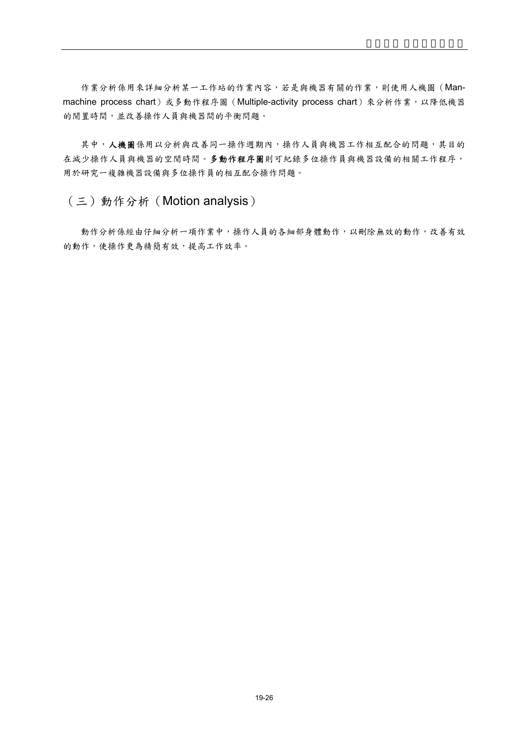作業分析係用來詳細分析某一工作站的作業內容，若是與機器有關的作業，則使用人機圖（Man-machine process chart）或多動作程序圖（Multiple-activity process chart）來分析作業，以降低機器的閒置時間，並改善操作人員與機器間的平衡問題。

其中，**人機圖**係用以分析與改善同一操作週期內，操作人員與機器工作相互配合的問題，其目的在減少操作人員與機器的空閒時間。**多動作程序圖**則可紀錄多位操作員與機器設備的相關工作程序，用於研究一複雜機器設備與多位操作員的相互配合操作問題。

## （三）動作分析（Motion analysis）

動作分析係經由仔細分析一項作業中，操作人員的各細部身體動作，以刪除無效的動作，改善有效的動作，使操作更為精簡有效，提高工作效率。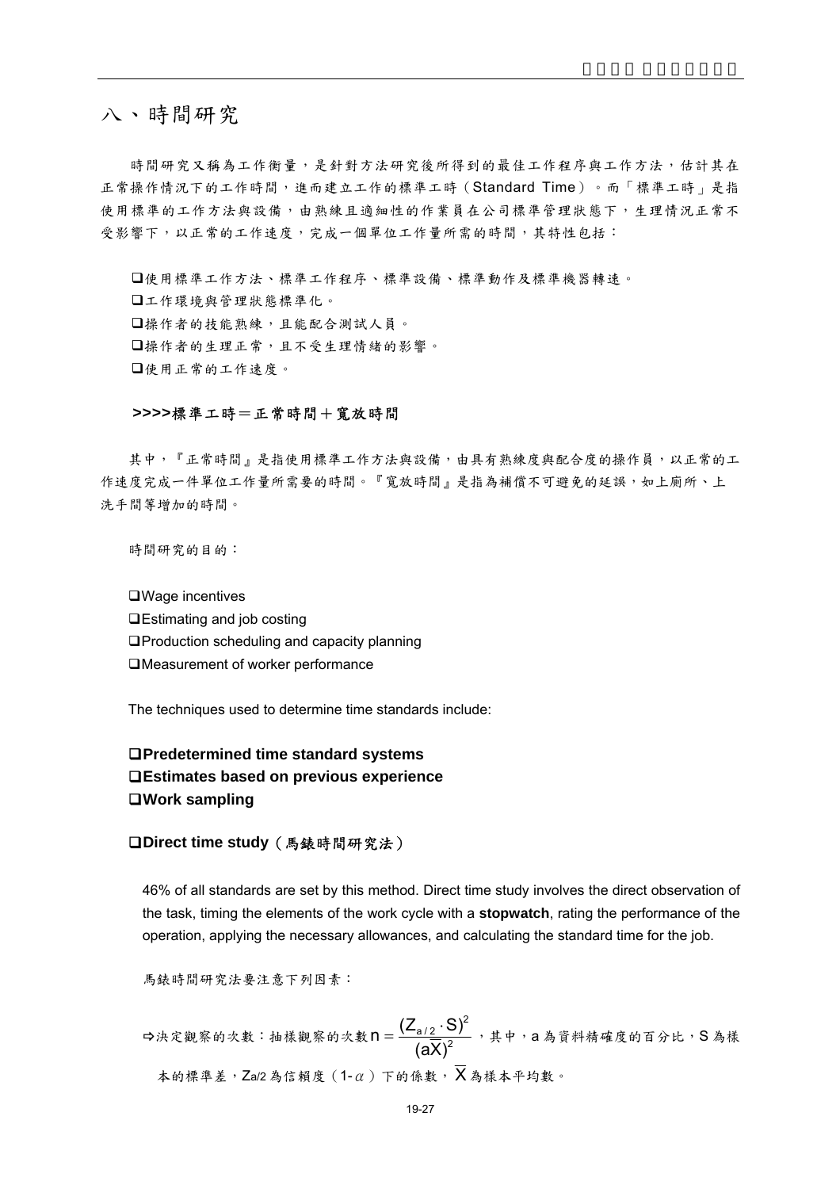# 八、時間研究

時間研究又稱為工作衡量，是針對方法研究後所得到的最佳工作程序與工作方法，估計其在正常操作情況下的工作時間，進而建立工作的標準工時（Standard Time）。而「標準工時」是指使用標準的工作方法與設備，由熟練且適細性的作業員在公司標準管理狀態下，生理情況正常不受影響下，以正常的工作速度，完成一個單位工作量所需的時間，其特性包括：

- ❑使用標準工作方法、標準工作程序、標準設備、標準動作及標準機器轉速。
- ❑工作環境與管理狀態標準化。
- ❑操作者的技能熟練，且能配合測試人員。
- ❑操作者的生理正常，且不受生理情緒的影響。
- ❑使用正常的工作速度。

**>>>>標準工時＝正常時間＋寬放時間**

其中，『正常時間』是指使用標準工作方法與設備，由具有熟練度與配合度的操作員，以正常的工作速度完成一件單位工作量所需要的時間。『寬放時間』是指為補償不可避免的延誤，如上廁所、上洗手間等增加的時間。

時間研究的目的：

- ❑Wage incentives
- ❑Estimating and job costing
- ❑Production scheduling and capacity planning
- ❑Measurement of worker performance

The techniques used to determine time standards include:

- ❑**Predetermined time standard systems**
- ❑**Estimates based on previous experience**
- ❑**Work sampling**

❑**Direct time study（馬錶時間研究法）**

46% of all standards are set by this method. Direct time study involves the direct observation of the task, timing the elements of the work cycle with a **stopwatch**, rating the performance of the operation, applying the necessary allowances, and calculating the standard time for the job.

馬錶時間研究法要注意下列因素：

⇨決定觀察的次數：抽樣觀察的次數 $n = \frac{(Z_{a/2} \cdot S)^2}{(a\overline{X})^2}$，其中，a 為資料精確度的百分比，S 為樣本的標準差，$Z_{a/2}$ 為信賴度（$1-\alpha$）下的係數，$\overline{X}$ 為樣本平均數。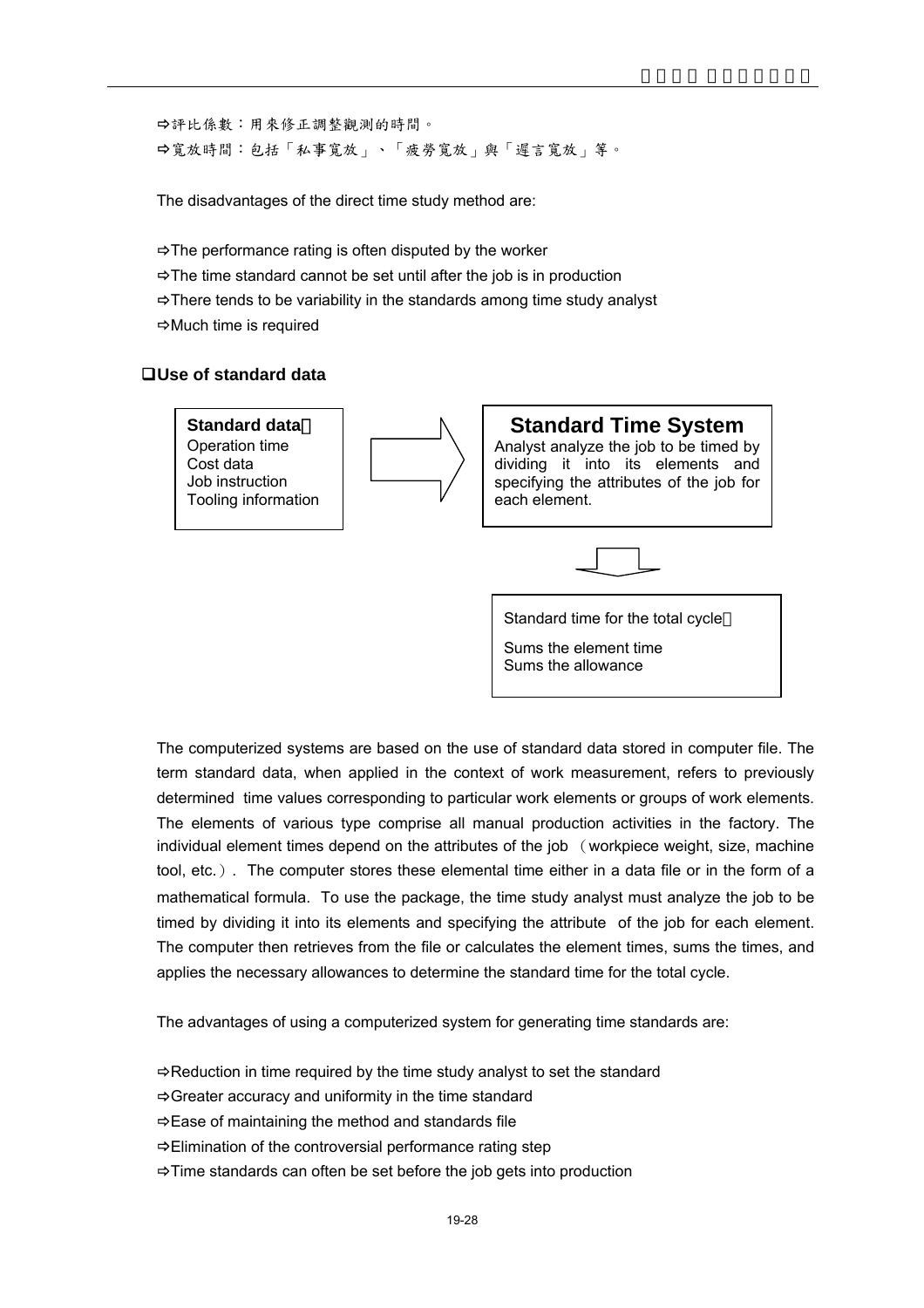⇨評比係數：用來修正調整觀測的時間。

⇨寬放時間：包括「私事寬放」、「疲勞寬放」與「遲言寬放」等。

The disadvantages of the direct time study method are:

⇨The performance rating is often disputed by the worker

⇨The time standard cannot be set until after the job is in production

⇨There tends to be variability in the standards among time study analyst

⇨Much time is required

### ❑Use of standard data

**Standard data：**
Operation time
Cost data
Job instruction
Tooling information

⇨

**Standard Time System**
Analyst analyze the job to be timed by dividing it into its elements and specifying the attributes of the job for each element.

⇩

Standard time for the total cycle：
Sums the element time
Sums the allowance

The computerized systems are based on the use of standard data stored in computer file. The term standard data, when applied in the context of work measurement, refers to previously determined time values corresponding to particular work elements or groups of work elements. The elements of various type comprise all manual production activities in the factory. The individual element times depend on the attributes of the job （workpiece weight, size, machine tool, etc.）. The computer stores these elemental time either in a data file or in the form of a mathematical formula. To use the package, the time study analyst must analyze the job to be timed by dividing it into its elements and specifying the attribute of the job for each element. The computer then retrieves from the file or calculates the element times, sums the times, and applies the necessary allowances to determine the standard time for the total cycle.

The advantages of using a computerized system for generating time standards are:

⇨Reduction in time required by the time study analyst to set the standard

⇨Greater accuracy and uniformity in the time standard

⇨Ease of maintaining the method and standards file

⇨Elimination of the controversial performance rating step

⇨Time standards can often be set before the job gets into production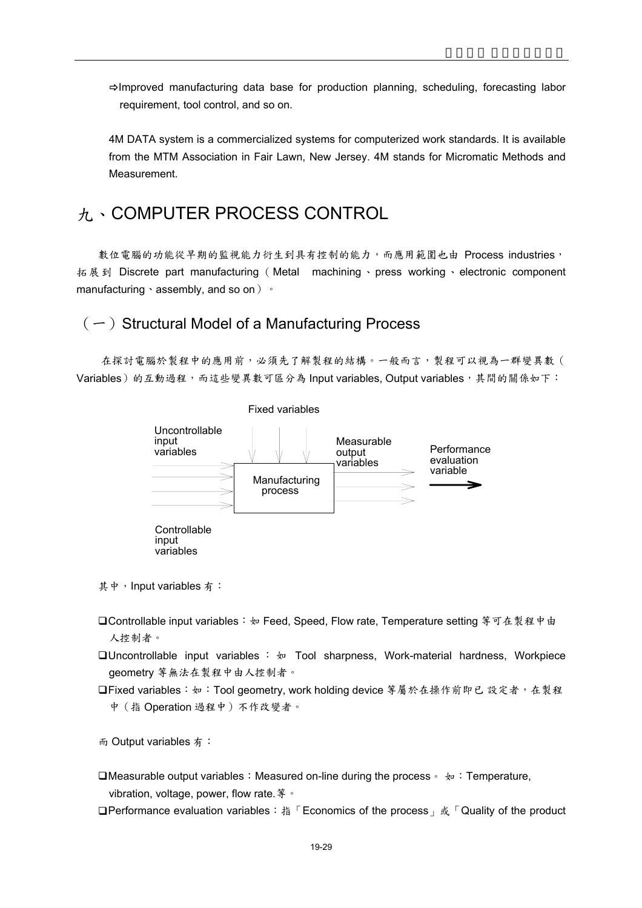⇨Improved manufacturing data base for production planning, scheduling, forecasting labor requirement, tool control, and so on.

4M DATA system is a commercialized systems for computerized work standards. It is available from the MTM Association in Fair Lawn, New Jersey. 4M stands for Micromatic Methods and Measurement.

# 九、COMPUTER PROCESS CONTROL

數位電腦的功能從早期的監視能力衍生到具有控制的能力，而應用範圍也由 Process industries，拓展到 Discrete part manufacturing（Metal machining、press working、electronic component manufacturing、assembly, and so on）。

## （一）Structural Model of a Manufacturing Process

在探討電腦於製程中的應用前，必須先了解製程的結構。一般而言，製程可以視為一群變異數（Variables）的互動過程，而這些變異數可區分為 Input variables, Output variables，其間的關係如下：

Fixed variables

Uncontrollable input variables

Measurable output variables

Performance evaluation variable

Manufacturing process

Controllable input variables

其中，Input variables 有：

- ❑Controllable input variables：如 Feed, Speed, Flow rate, Temperature setting 等可在製程中由人控制者。
- ❑Uncontrollable input variables：如 Tool sharpness, Work-material hardness, Workpiece geometry 等無法在製程中由人控制者。
- ❑Fixed variables：如：Tool geometry, work holding device 等屬於在操作前即已設定者，在製程中（指 Operation 過程中）不作改變者。

而 Output variables 有：

- ❑Measurable output variables：Measured on-line during the process。如：Temperature, vibration, voltage, power, flow rate.等。
- ❑Performance evaluation variables：指「Economics of the process」或「Quality of the product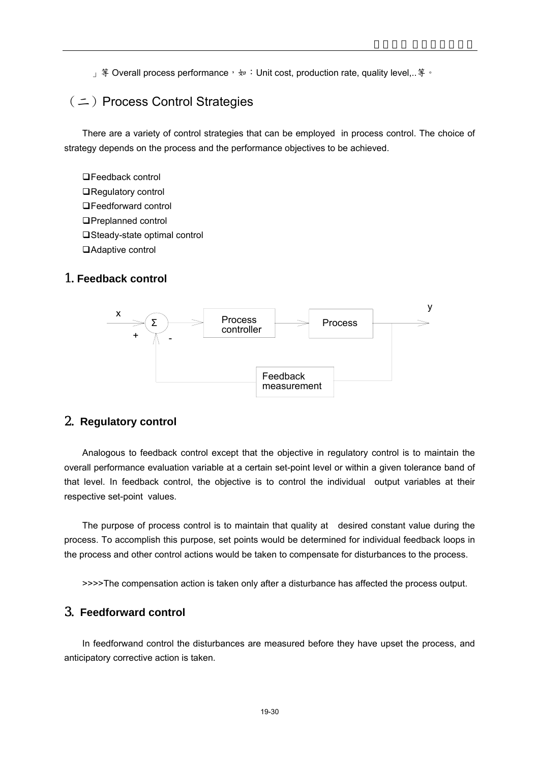」等 Overall process performance，如：Unit cost, production rate, quality level,..等。

## （二）Process Control Strategies

There are a variety of control strategies that can be employed in process control. The choice of strategy depends on the process and the performance objectives to be achieved.

- Feedback control
- Regulatory control
- Feedforward control
- Preplanned control
- Steady-state optimal control
- Adaptive control

### 1. Feedback control

x → Σ (+, -) → Process controller → Process → y

Feedback measurement

### 2. Regulatory control

Analogous to feedback control except that the objective in regulatory control is to maintain the overall performance evaluation variable at a certain set-point level or within a given tolerance band of that level. In feedback control, the objective is to control the individual output variables at their respective set-point values.

The purpose of process control is to maintain that quality at desired constant value during the process. To accomplish this purpose, set points would be determined for individual feedback loops in the process and other control actions would be taken to compensate for disturbances to the process.

>>>>The compensation action is taken only after a disturbance has affected the process output.

### 3. Feedforward control

In feedforwand control the disturbances are measured before they have upset the process, and anticipatory corrective action is taken.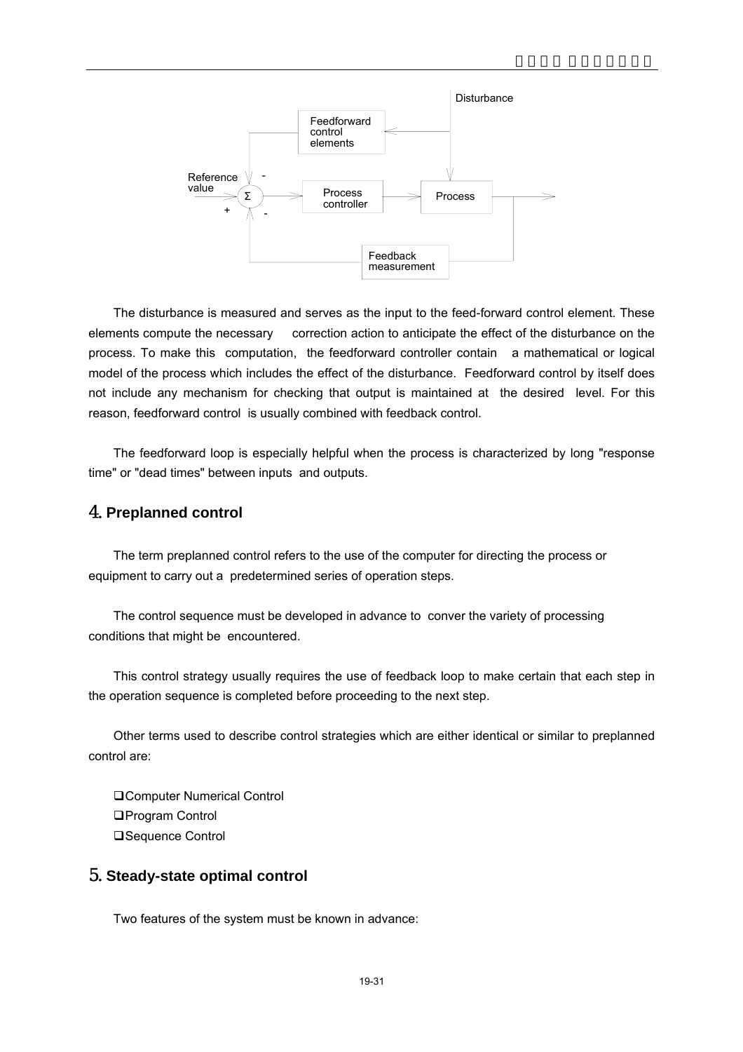The disturbance is measured and serves as the input to the feed-forward control element. These elements compute the necessary correction action to anticipate the effect of the disturbance on the process. To make this computation, the feedforward controller contain a mathematical or logical model of the process which includes the effect of the disturbance. Feedforward control by itself does not include any mechanism for checking that output is maintained at the desired level. For this reason, feedforward control is usually combined with feedback control.

The feedforward loop is especially helpful when the process is characterized by long "response time" or "dead times" between inputs and outputs.

## 4. Preplanned control

The term preplanned control refers to the use of the computer for directing the process or equipment to carry out a predetermined series of operation steps.

The control sequence must be developed in advance to conver the variety of processing conditions that might be encountered.

This control strategy usually requires the use of feedback loop to make certain that each step in the operation sequence is completed before proceeding to the next step.

Other terms used to describe control strategies which are either identical or similar to preplanned control are:

- Computer Numerical Control
- Program Control
- Sequence Control

## 5. Steady-state optimal control

Two features of the system must be known in advance: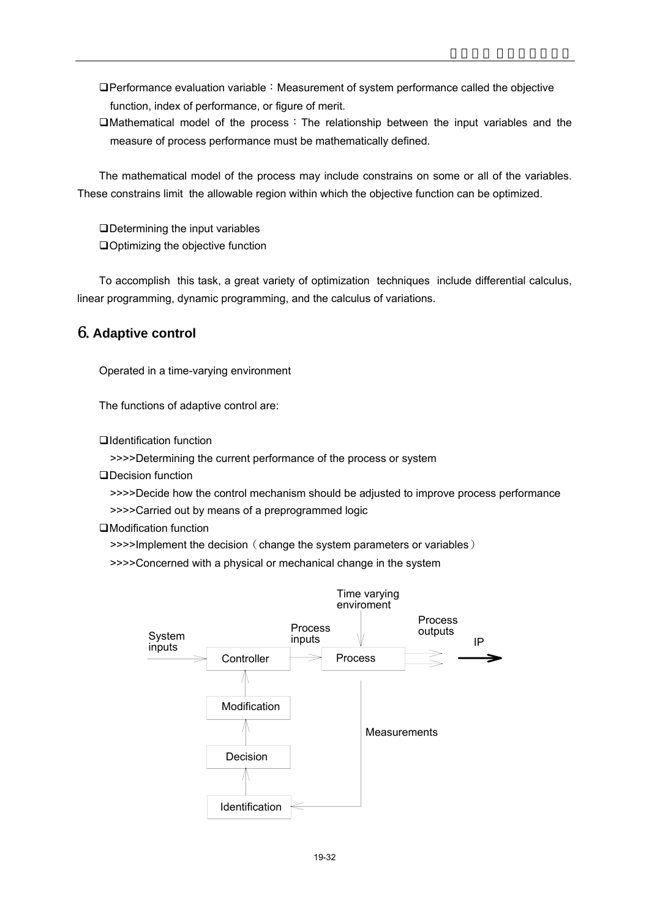- Performance evaluation variable：Measurement of system performance called the objective function, index of performance, or figure of merit.
- Mathematical model of the process：The relationship between the input variables and the measure of process performance must be mathematically defined.

The mathematical model of the process may include constrains on some or all of the variables. These constrains limit the allowable region within which the objective function can be optimized.

- Determining the input variables
- Optimizing the objective function

To accomplish this task, a great variety of optimization techniques include differential calculus, linear programming, dynamic programming, and the calculus of variations.

## 6. Adaptive control

Operated in a time-varying environment

The functions of adaptive control are:

- Identification function
  - >>>>Determining the current performance of the process or system
- Decision function
  - >>>>Decide how the control mechanism should be adjusted to improve process performance
  - >>>>Carried out by means of a preprogrammed logic
- Modification function
  - >>>>Implement the decision（change the system parameters or variables）
  - >>>>Concerned with a physical or mechanical change in the system

System inputs → Controller → Process inputs → Process → Process outputs → IP

Time varying enviroment → Process

Process → Measurements → Identification → Decision → Modification → Controller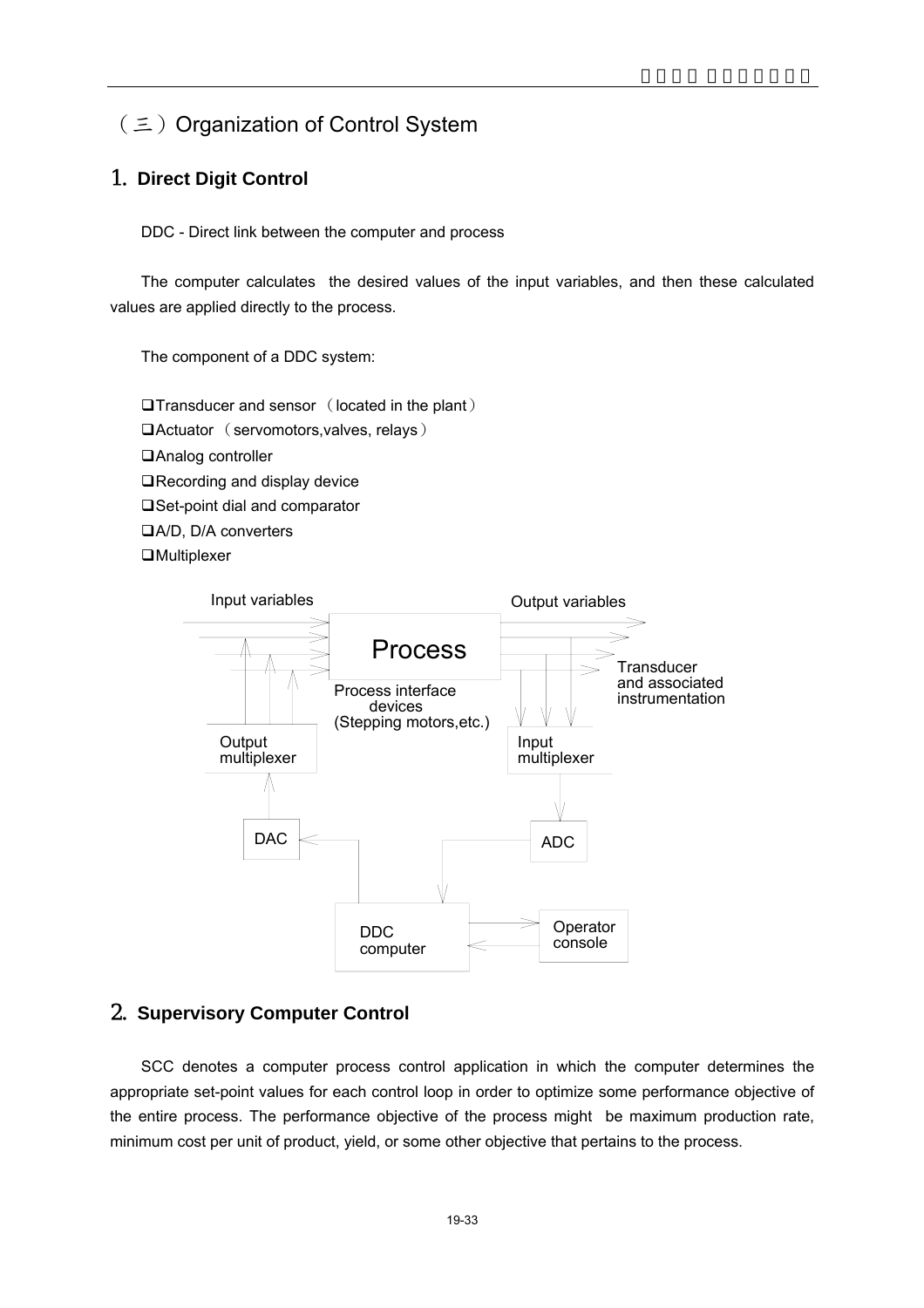# （三）Organization of Control System

## 1. Direct Digit Control

DDC - Direct link between the computer and process

The computer calculates the desired values of the input variables, and then these calculated values are applied directly to the process.

The component of a DDC system:

- ❑Transducer and sensor （located in the plant）
- ❑Actuator （servomotors,valves, relays）
- ❑Analog controller
- ❑Recording and display device
- ❑Set-point dial and comparator
- ❑A/D, D/A converters
- ❑Multiplexer

Input variables

Output variables

Process

Process interface devices (Stepping motors,etc.)

Transducer and associated instrumentation

Output multiplexer

Input multiplexer

DAC

ADC

DDC computer

Operator console

## 2. Supervisory Computer Control

SCC denotes a computer process control application in which the computer determines the appropriate set-point values for each control loop in order to optimize some performance objective of the entire process. The performance objective of the process might be maximum production rate, minimum cost per unit of product, yield, or some other objective that pertains to the process.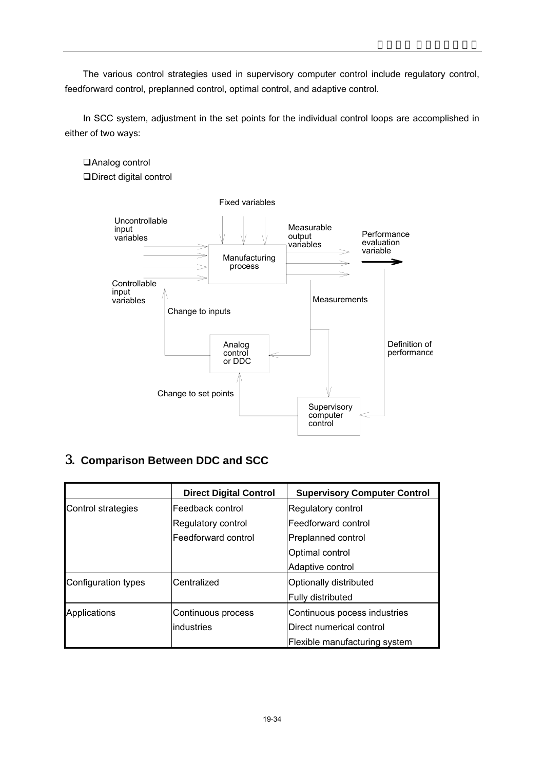The various control strategies used in supervisory computer control include regulatory control, feedforward control, preplanned control, optimal control, and adaptive control.

In SCC system, adjustment in the set points for the individual control loops are accomplished in either of two ways:

- Analog control
- Direct digital control

Fixed variables

Uncontrollable input variables

Measurable output variables

Performance evaluation variable

Manufacturing process

Controllable input variables

Measurements

Change to inputs

Analog control or DDC

Definition of performance

Change to set points

Supervisory computer control

## 3. Comparison Between DDC and SCC

| | Direct Digital Control | Supervisory Computer Control |
|---|---|---|
| Control strategies | Feedback control<br>Regulatory control<br>Feedforward control | Regulatory control<br>Feedforward control<br>Preplanned control<br>Optimal control<br>Adaptive control |
| Configuration types | Centralized | Optionally distributed<br>Fully distributed |
| Applications | Continuous process industries | Continuous pocess industries<br>Direct numerical control<br>Flexible manufacturing system |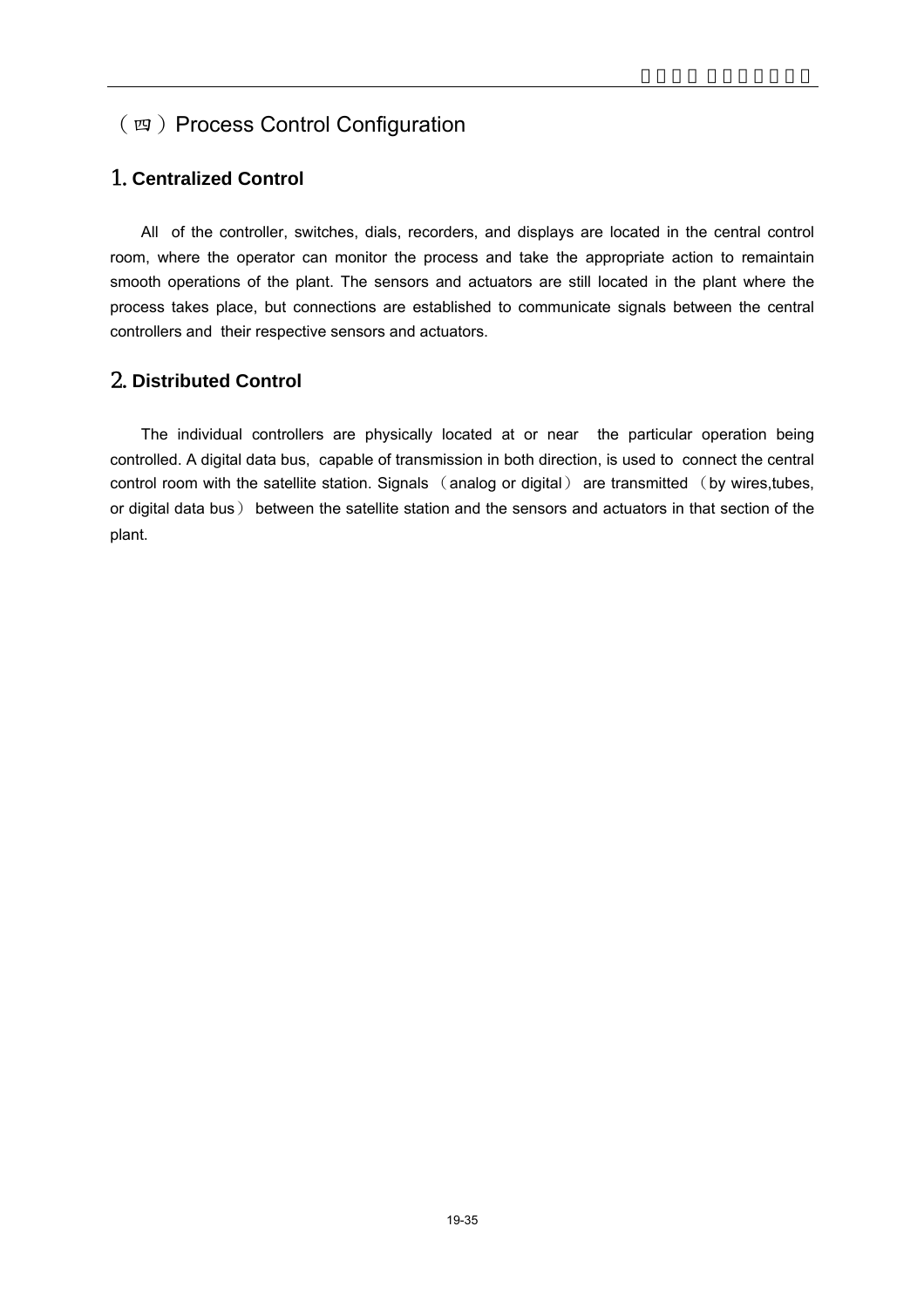## （四）Process Control Configuration

### 1. Centralized Control

All of the controller, switches, dials, recorders, and displays are located in the central control room, where the operator can monitor the process and take the appropriate action to remaintain smooth operations of the plant. The sensors and actuators are still located in the plant where the process takes place, but connections are established to communicate signals between the central controllers and their respective sensors and actuators.

### 2. Distributed Control

The individual controllers are physically located at or near the particular operation being controlled. A digital data bus, capable of transmission in both direction, is used to connect the central control room with the satellite station. Signals （analog or digital） are transmitted （by wires,tubes, or digital data bus） between the satellite station and the sensors and actuators in that section of the plant.